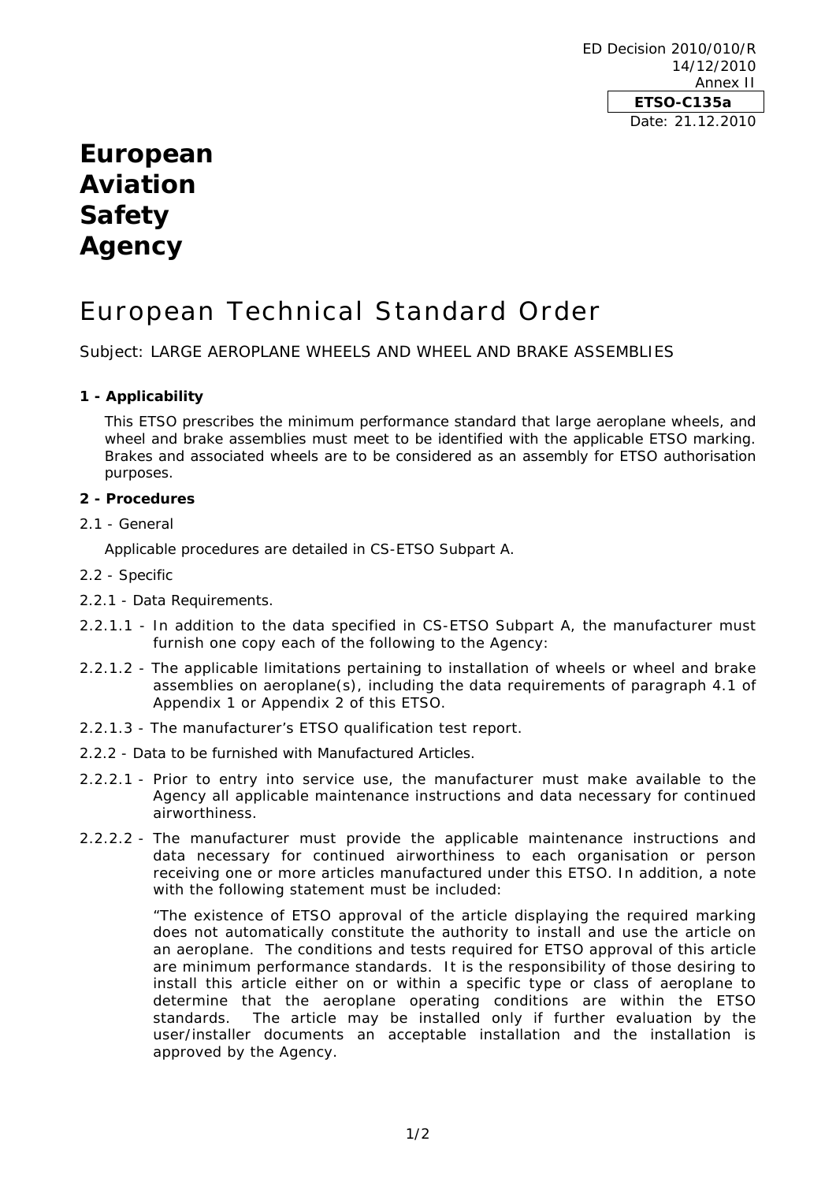ED Decision 2010/010/R
14/12/2010
Annex II

**ETSO-C135a**

Date: 21.12.2010

# European Aviation Safety Agency

# European Technical Standard Order

Subject: LARGE AEROPLANE WHEELS AND WHEEL AND BRAKE ASSEMBLIES

**1 - Applicability**

This ETSO prescribes the minimum performance standard that large aeroplane wheels, and wheel and brake assemblies must meet to be identified with the applicable ETSO marking. Brakes and associated wheels are to be considered as an assembly for ETSO authorisation purposes.

**2 - Procedures**

2.1 - General

Applicable procedures are detailed in CS-ETSO Subpart A.

2.2 - Specific

2.2.1 - Data Requirements.

2.2.1.1 - In addition to the data specified in CS-ETSO Subpart A, the manufacturer must furnish one copy each of the following to the Agency:

2.2.1.2 - The applicable limitations pertaining to installation of wheels or wheel and brake assemblies on aeroplane(s), including the data requirements of paragraph 4.1 of Appendix 1 or Appendix 2 of this ETSO.

2.2.1.3 - The manufacturer's ETSO qualification test report.

2.2.2 - Data to be furnished with Manufactured Articles.

2.2.2.1 - Prior to entry into service use, the manufacturer must make available to the Agency all applicable maintenance instructions and data necessary for continued airworthiness.

2.2.2.2 - The manufacturer must provide the applicable maintenance instructions and data necessary for continued airworthiness to each organisation or person receiving one or more articles manufactured under this ETSO. In addition, a note with the following statement must be included:

"The existence of ETSO approval of the article displaying the required marking does not automatically constitute the authority to install and use the article on an aeroplane. The conditions and tests required for ETSO approval of this article are minimum performance standards. It is the responsibility of those desiring to install this article either on or within a specific type or class of aeroplane to determine that the aeroplane operating conditions are within the ETSO standards. The article may be installed only if further evaluation by the user/installer documents an acceptable installation and the installation is approved by the Agency.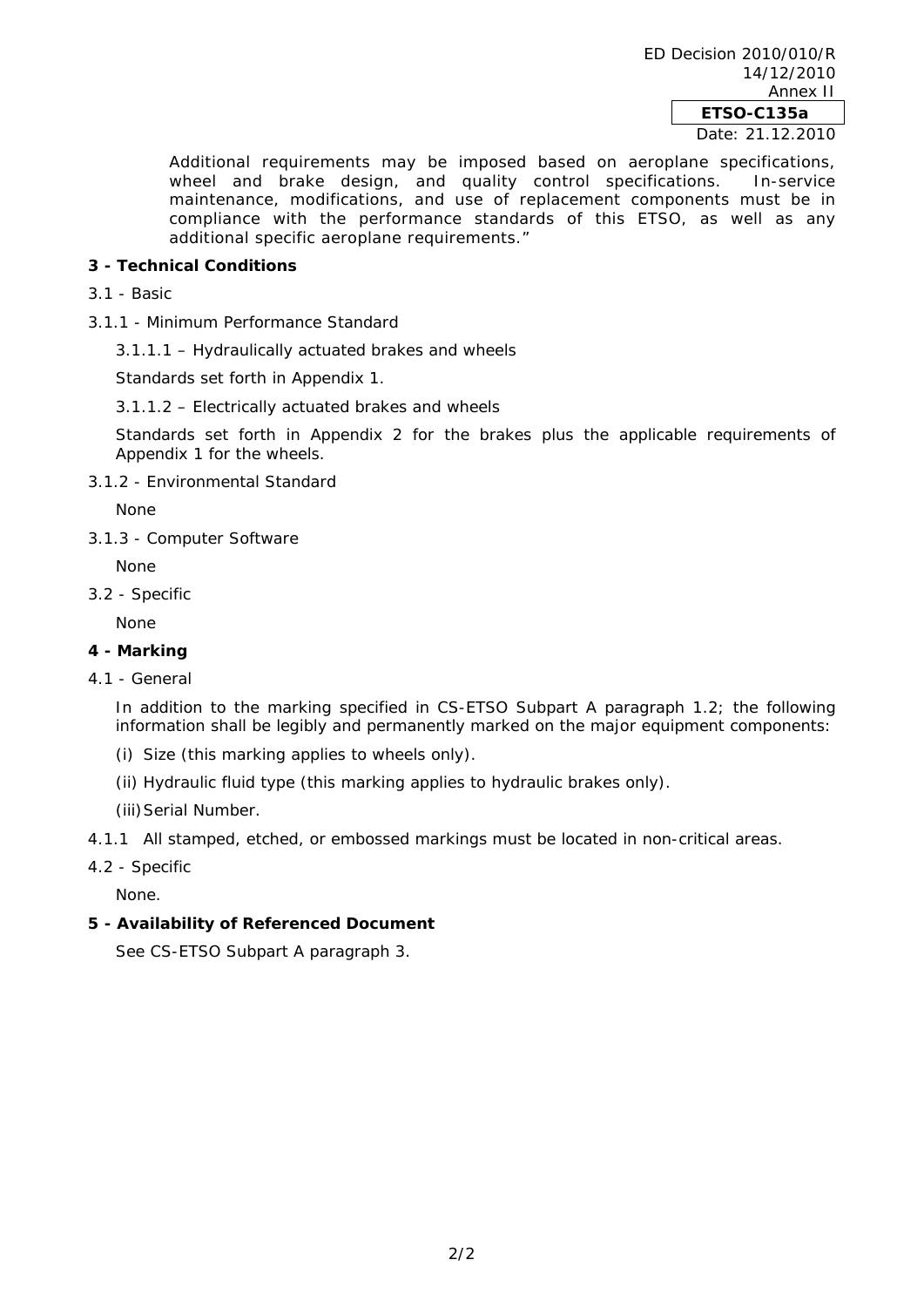Additional requirements may be imposed based on aeroplane specifications, wheel and brake design, and quality control specifications. In-service maintenance, modifications, and use of replacement components must be in compliance with the performance standards of this ETSO, as well as any additional specific aeroplane requirements."

## 3 - Technical Conditions

3.1 - Basic

3.1.1 - Minimum Performance Standard

3.1.1.1 – Hydraulically actuated brakes and wheels

Standards set forth in Appendix 1.

3.1.1.2 – Electrically actuated brakes and wheels

Standards set forth in Appendix 2 for the brakes plus the applicable requirements of Appendix 1 for the wheels.

3.1.2 - Environmental Standard

None

3.1.3 - Computer Software

None

3.2 - Specific

None

## 4 - Marking

4.1 - General

In addition to the marking specified in CS-ETSO Subpart A paragraph 1.2; the following information shall be legibly and permanently marked on the major equipment components:

(i) Size (this marking applies to wheels only).

(ii) Hydraulic fluid type (this marking applies to hydraulic brakes only).

(iii) Serial Number.

4.1.1 All stamped, etched, or embossed markings must be located in non-critical areas.

4.2 - Specific

None.

## 5 - Availability of Referenced Document

See CS-ETSO Subpart A paragraph 3.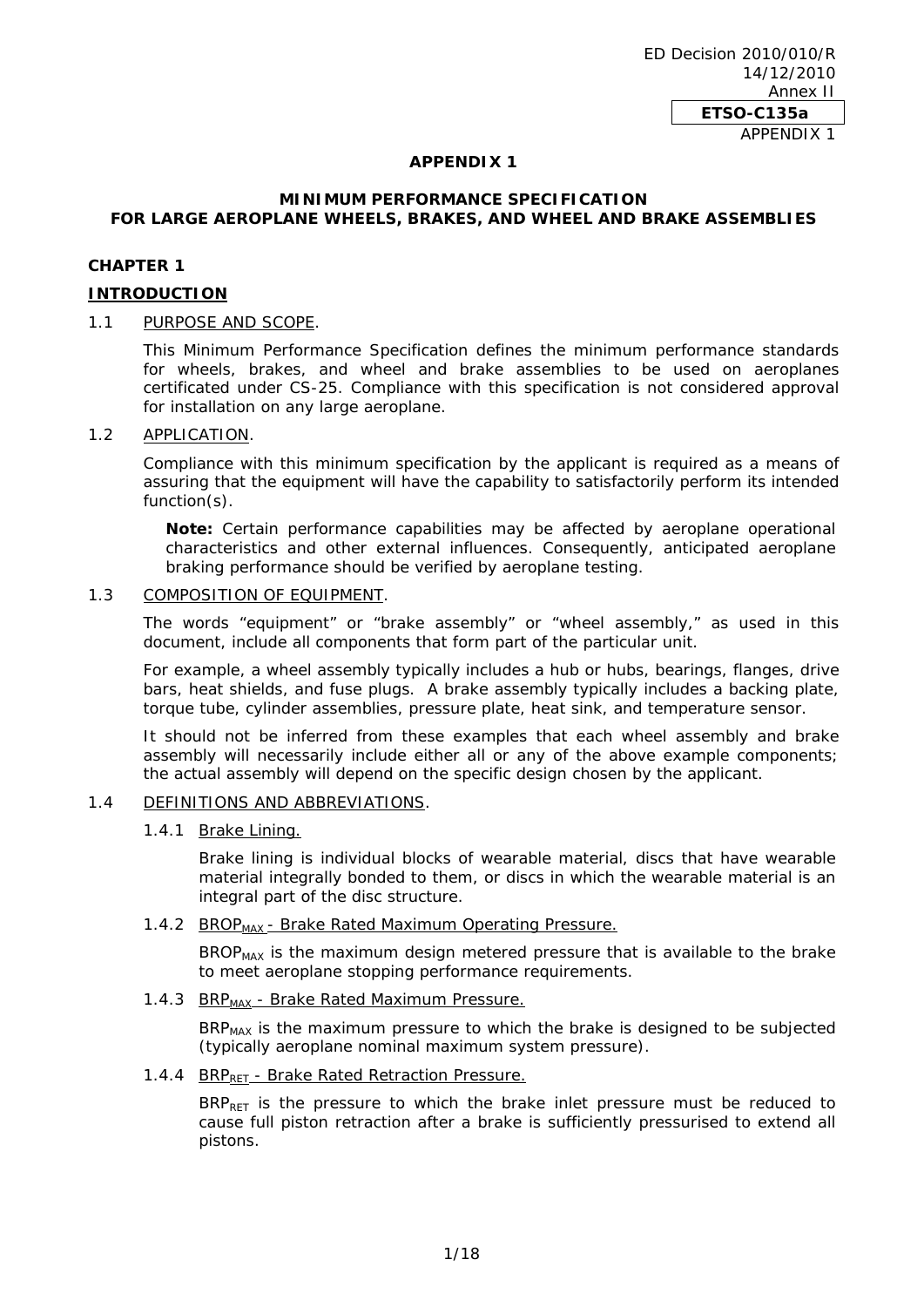# APPENDIX 1

## MINIMUM PERFORMANCE SPECIFICATION FOR LARGE AEROPLANE WHEELS, BRAKES, AND WHEEL AND BRAKE ASSEMBLIES

## CHAPTER 1

## INTRODUCTION

### 1.1 PURPOSE AND SCOPE.

This Minimum Performance Specification defines the minimum performance standards for wheels, brakes, and wheel and brake assemblies to be used on aeroplanes certificated under CS-25. Compliance with this specification is not considered approval for installation on any large aeroplane.

### 1.2 APPLICATION.

Compliance with this minimum specification by the applicant is required as a means of assuring that the equipment will have the capability to satisfactorily perform its intended function(s).

**Note:** Certain performance capabilities may be affected by aeroplane operational characteristics and other external influences. Consequently, anticipated aeroplane braking performance should be verified by aeroplane testing.

### 1.3 COMPOSITION OF EQUIPMENT.

The words "equipment" or "brake assembly" or "wheel assembly," as used in this document, include all components that form part of the particular unit.

For example, a wheel assembly typically includes a hub or hubs, bearings, flanges, drive bars, heat shields, and fuse plugs. A brake assembly typically includes a backing plate, torque tube, cylinder assemblies, pressure plate, heat sink, and temperature sensor.

It should not be inferred from these examples that each wheel assembly and brake assembly will necessarily include either all or any of the above example components; the actual assembly will depend on the specific design chosen by the applicant.

### 1.4 DEFINITIONS AND ABBREVIATIONS.

#### 1.4.1 Brake Lining.

Brake lining is individual blocks of wearable material, discs that have wearable material integrally bonded to them, or discs in which the wearable material is an integral part of the disc structure.

#### 1.4.2 $BROP_{MAX}$ - Brake Rated Maximum Operating Pressure.

$BROP_{MAX}$ is the maximum design metered pressure that is available to the brake to meet aeroplane stopping performance requirements.

#### 1.4.3 $BRP_{MAX}$ - Brake Rated Maximum Pressure.

$BRP_{MAX}$ is the maximum pressure to which the brake is designed to be subjected (typically aeroplane nominal maximum system pressure).

#### 1.4.4 $BRP_{RET}$ - Brake Rated Retraction Pressure.

$BRP_{RET}$ is the pressure to which the brake inlet pressure must be reduced to cause full piston retraction after a brake is sufficiently pressurised to extend all pistons.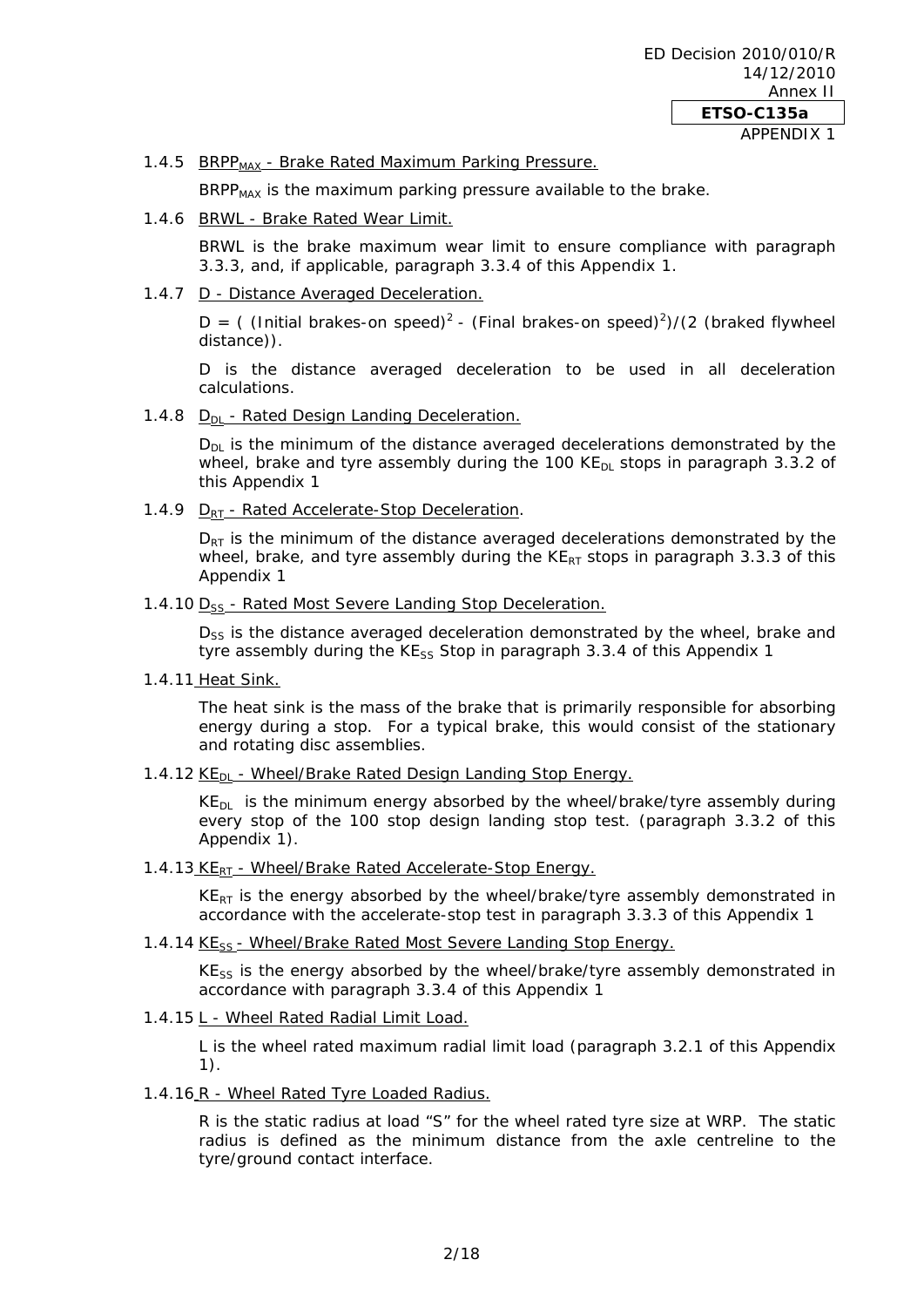1.4.5 $BRPP_{MAX}$ - Brake Rated Maximum Parking Pressure.

$BRPP_{MAX}$ is the maximum parking pressure available to the brake.

1.4.6 BRWL - Brake Rated Wear Limit.

BRWL is the brake maximum wear limit to ensure compliance with paragraph 3.3.3, and, if applicable, paragraph 3.3.4 of this Appendix 1.

1.4.7 D - Distance Averaged Deceleration.

D = ( (Initial brakes-on speed)$^2$ - (Final brakes-on speed)$^2$)/(2 (braked flywheel distance)).

D is the distance averaged deceleration to be used in all deceleration calculations.

1.4.8 $D_{DL}$ - Rated Design Landing Deceleration.

$D_{DL}$ is the minimum of the distance averaged decelerations demonstrated by the wheel, brake and tyre assembly during the 100 $KE_{DL}$ stops in paragraph 3.3.2 of this Appendix 1

1.4.9 $D_{RT}$ - Rated Accelerate-Stop Deceleration.

$D_{RT}$ is the minimum of the distance averaged decelerations demonstrated by the wheel, brake, and tyre assembly during the $KE_{RT}$ stops in paragraph 3.3.3 of this Appendix 1

1.4.10 $D_{SS}$ - Rated Most Severe Landing Stop Deceleration.

$D_{SS}$ is the distance averaged deceleration demonstrated by the wheel, brake and tyre assembly during the $KE_{SS}$ Stop in paragraph 3.3.4 of this Appendix 1

1.4.11 Heat Sink.

The heat sink is the mass of the brake that is primarily responsible for absorbing energy during a stop. For a typical brake, this would consist of the stationary and rotating disc assemblies.

1.4.12 $KE_{DL}$ - Wheel/Brake Rated Design Landing Stop Energy.

$KE_{DL}$ is the minimum energy absorbed by the wheel/brake/tyre assembly during every stop of the 100 stop design landing stop test. (paragraph 3.3.2 of this Appendix 1).

1.4.13 $KE_{RT}$ - Wheel/Brake Rated Accelerate-Stop Energy.

$KE_{RT}$ is the energy absorbed by the wheel/brake/tyre assembly demonstrated in accordance with the accelerate-stop test in paragraph 3.3.3 of this Appendix 1

1.4.14 $KE_{SS}$ - Wheel/Brake Rated Most Severe Landing Stop Energy.

$KE_{SS}$ is the energy absorbed by the wheel/brake/tyre assembly demonstrated in accordance with paragraph 3.3.4 of this Appendix 1

1.4.15 L - Wheel Rated Radial Limit Load.

L is the wheel rated maximum radial limit load (paragraph 3.2.1 of this Appendix 1).

1.4.16 R - Wheel Rated Tyre Loaded Radius.

R is the static radius at load "S" for the wheel rated tyre size at WRP. The static radius is defined as the minimum distance from the axle centreline to the tyre/ground contact interface.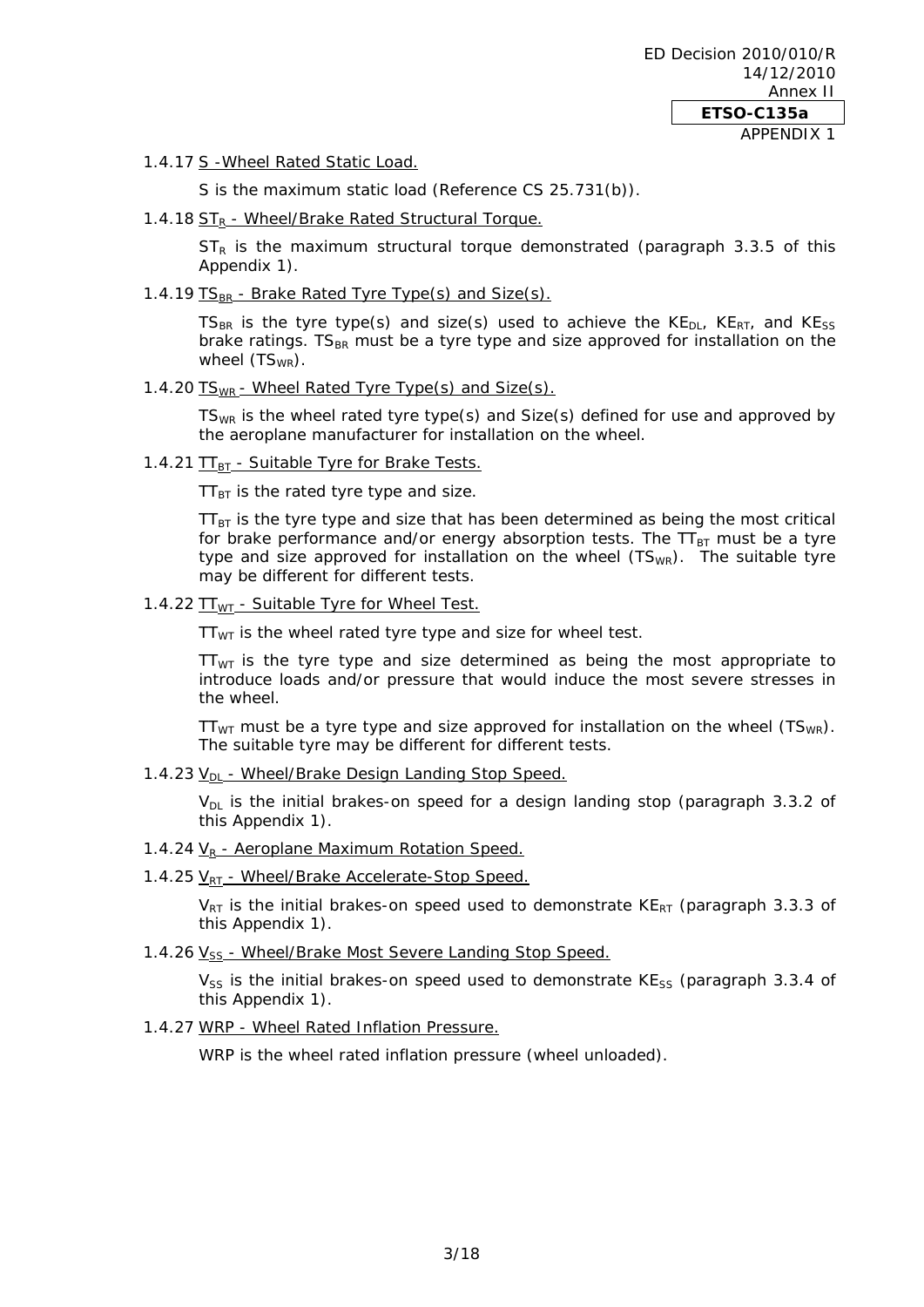1.4.17 S -Wheel Rated Static Load.

S is the maximum static load (Reference CS 25.731(b)).

1.4.18 $ST_R$ - Wheel/Brake Rated Structural Torque.

$ST_R$ is the maximum structural torque demonstrated (paragraph 3.3.5 of this Appendix 1).

1.4.19 $TS_{BR}$ - Brake Rated Tyre Type(s) and Size(s).

$TS_{BR}$ is the tyre type(s) and size(s) used to achieve the $KE_{DL}$, $KE_{RT}$, and $KE_{SS}$ brake ratings. $TS_{BR}$ must be a tyre type and size approved for installation on the wheel ($TS_{WR}$).

1.4.20 $TS_{WR}$ - Wheel Rated Tyre Type(s) and Size(s).

$TS_{WR}$ is the wheel rated tyre type(s) and Size(s) defined for use and approved by the aeroplane manufacturer for installation on the wheel.

1.4.21 $TT_{BT}$ - Suitable Tyre for Brake Tests.

$TT_{BT}$ is the rated tyre type and size.

$TT_{BT}$ is the tyre type and size that has been determined as being the most critical for brake performance and/or energy absorption tests. The $TT_{BT}$ must be a tyre type and size approved for installation on the wheel ($TS_{WR}$). The suitable tyre may be different for different tests.

1.4.22 $TT_{WT}$ - Suitable Tyre for Wheel Test.

$TT_{WT}$ is the wheel rated tyre type and size for wheel test.

$TT_{WT}$ is the tyre type and size determined as being the most appropriate to introduce loads and/or pressure that would induce the most severe stresses in the wheel.

$TT_{WT}$ must be a tyre type and size approved for installation on the wheel ($TS_{WR}$). The suitable tyre may be different for different tests.

1.4.23 $V_{DL}$ - Wheel/Brake Design Landing Stop Speed.

$V_{DL}$ is the initial brakes-on speed for a design landing stop (paragraph 3.3.2 of this Appendix 1).

1.4.24 $V_R$ - Aeroplane Maximum Rotation Speed.

1.4.25 $V_{RT}$ - Wheel/Brake Accelerate-Stop Speed.

$V_{RT}$ is the initial brakes-on speed used to demonstrate $KE_{RT}$ (paragraph 3.3.3 of this Appendix 1).

1.4.26 $V_{SS}$ - Wheel/Brake Most Severe Landing Stop Speed.

$V_{SS}$ is the initial brakes-on speed used to demonstrate $KE_{SS}$ (paragraph 3.3.4 of this Appendix 1).

1.4.27 WRP - Wheel Rated Inflation Pressure.

WRP is the wheel rated inflation pressure (wheel unloaded).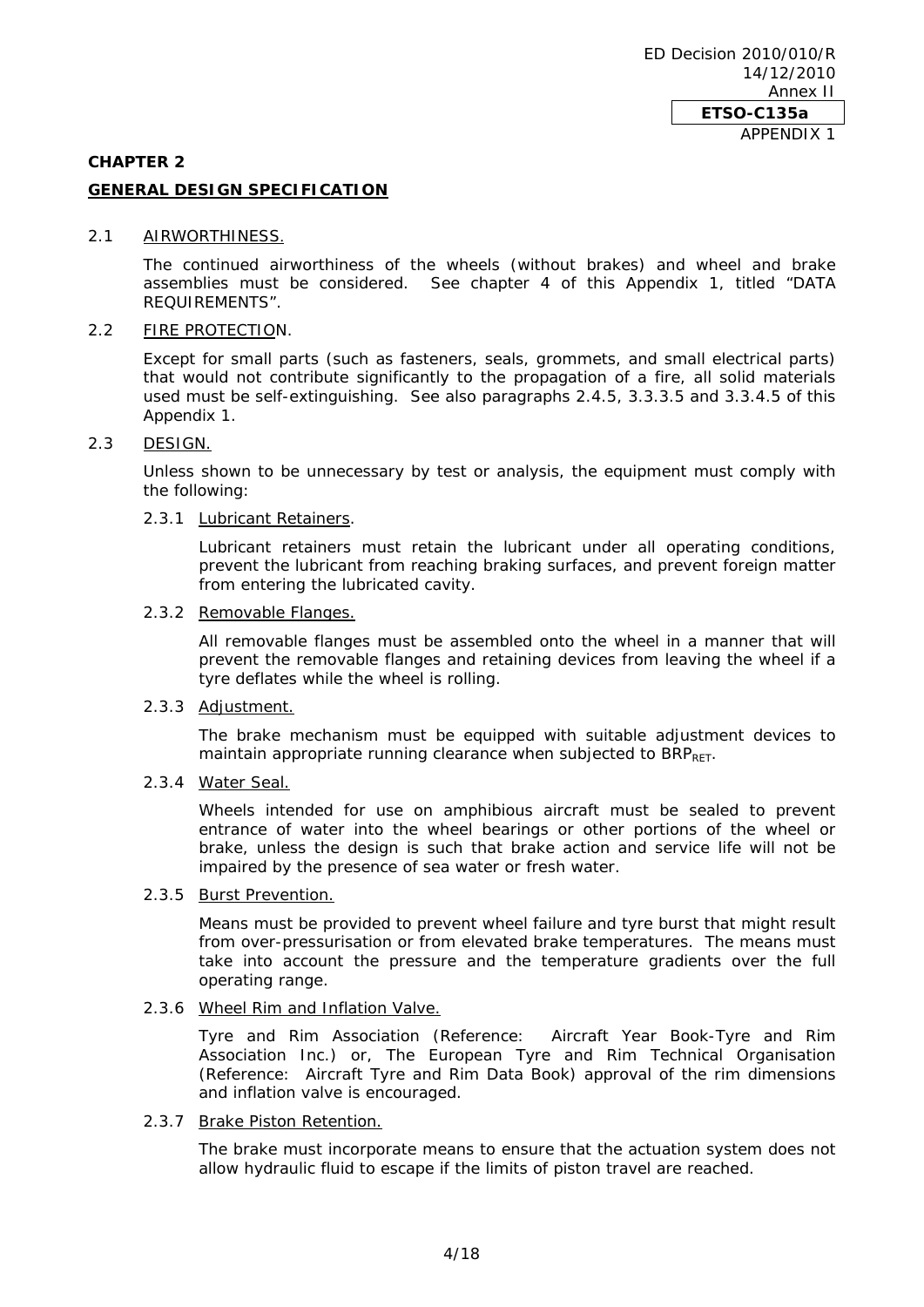## CHAPTER 2

## GENERAL DESIGN SPECIFICATION

2.1 AIRWORTHINESS.

The continued airworthiness of the wheels (without brakes) and wheel and brake assemblies must be considered. See chapter 4 of this Appendix 1, titled "DATA REQUIREMENTS".

2.2 FIRE PROTECTION.

Except for small parts (such as fasteners, seals, grommets, and small electrical parts) that would not contribute significantly to the propagation of a fire, all solid materials used must be self-extinguishing. See also paragraphs 2.4.5, 3.3.3.5 and 3.3.4.5 of this Appendix 1.

2.3 DESIGN.

Unless shown to be unnecessary by test or analysis, the equipment must comply with the following:

2.3.1 Lubricant Retainers.

Lubricant retainers must retain the lubricant under all operating conditions, prevent the lubricant from reaching braking surfaces, and prevent foreign matter from entering the lubricated cavity.

2.3.2 Removable Flanges.

All removable flanges must be assembled onto the wheel in a manner that will prevent the removable flanges and retaining devices from leaving the wheel if a tyre deflates while the wheel is rolling.

2.3.3 Adjustment.

The brake mechanism must be equipped with suitable adjustment devices to maintain appropriate running clearance when subjected to $BRP_{RET}$.

2.3.4 Water Seal.

Wheels intended for use on amphibious aircraft must be sealed to prevent entrance of water into the wheel bearings or other portions of the wheel or brake, unless the design is such that brake action and service life will not be impaired by the presence of sea water or fresh water.

2.3.5 Burst Prevention.

Means must be provided to prevent wheel failure and tyre burst that might result from over-pressurisation or from elevated brake temperatures. The means must take into account the pressure and the temperature gradients over the full operating range.

2.3.6 Wheel Rim and Inflation Valve.

Tyre and Rim Association (Reference: Aircraft Year Book-Tyre and Rim Association Inc.) or, The European Tyre and Rim Technical Organisation (Reference: Aircraft Tyre and Rim Data Book) approval of the rim dimensions and inflation valve is encouraged.

2.3.7 Brake Piston Retention.

The brake must incorporate means to ensure that the actuation system does not allow hydraulic fluid to escape if the limits of piston travel are reached.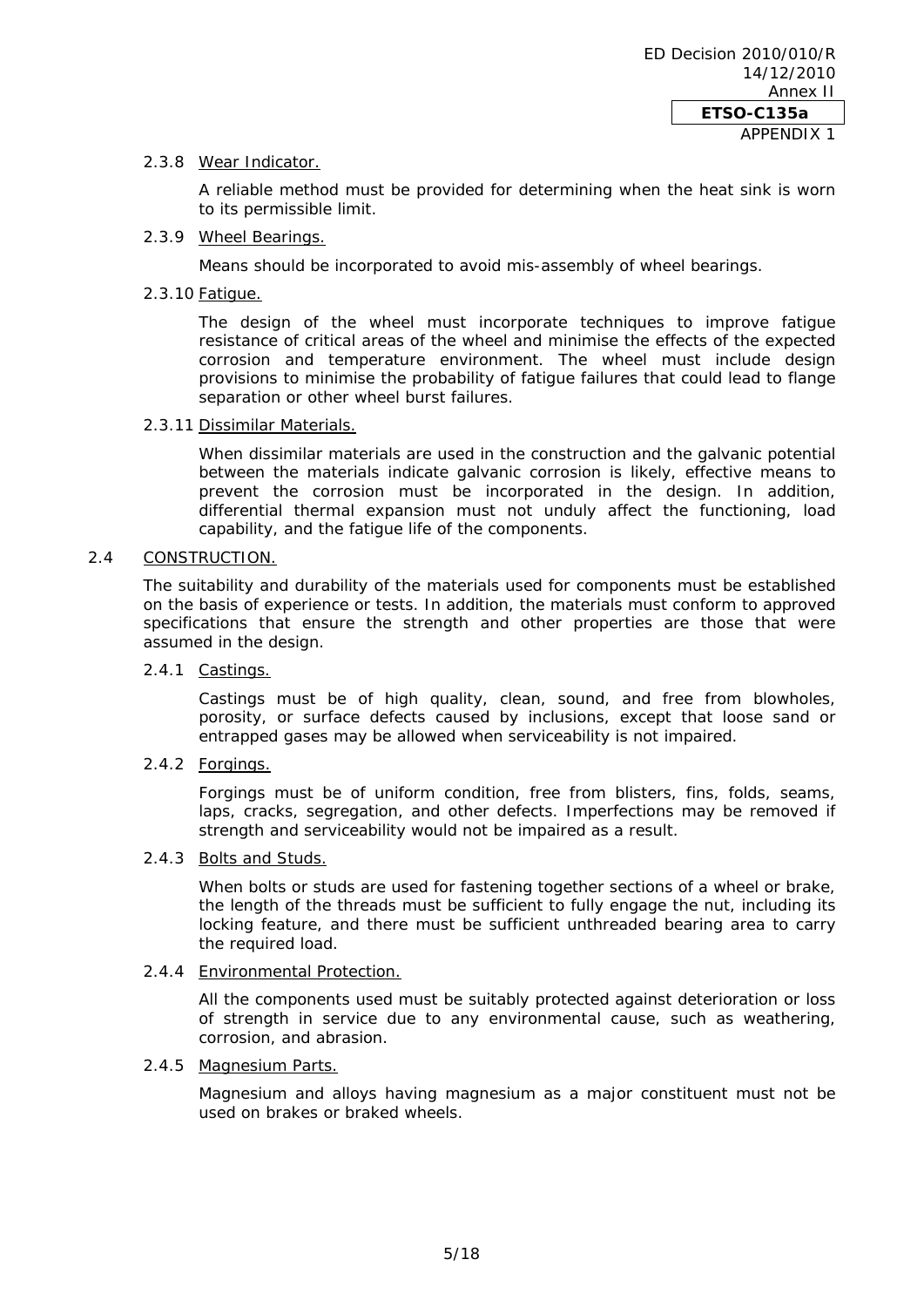#### 2.3.8 Wear Indicator.

A reliable method must be provided for determining when the heat sink is worn to its permissible limit.

#### 2.3.9 Wheel Bearings.

Means should be incorporated to avoid mis-assembly of wheel bearings.

#### 2.3.10 Fatigue.

The design of the wheel must incorporate techniques to improve fatigue resistance of critical areas of the wheel and minimise the effects of the expected corrosion and temperature environment. The wheel must include design provisions to minimise the probability of fatigue failures that could lead to flange separation or other wheel burst failures.

#### 2.3.11 Dissimilar Materials.

When dissimilar materials are used in the construction and the galvanic potential between the materials indicate galvanic corrosion is likely, effective means to prevent the corrosion must be incorporated in the design. In addition, differential thermal expansion must not unduly affect the functioning, load capability, and the fatigue life of the components.

### 2.4 CONSTRUCTION.

The suitability and durability of the materials used for components must be established on the basis of experience or tests. In addition, the materials must conform to approved specifications that ensure the strength and other properties are those that were assumed in the design.

#### 2.4.1 Castings.

Castings must be of high quality, clean, sound, and free from blowholes, porosity, or surface defects caused by inclusions, except that loose sand or entrapped gases may be allowed when serviceability is not impaired.

#### 2.4.2 Forgings.

Forgings must be of uniform condition, free from blisters, fins, folds, seams, laps, cracks, segregation, and other defects. Imperfections may be removed if strength and serviceability would not be impaired as a result.

#### 2.4.3 Bolts and Studs.

When bolts or studs are used for fastening together sections of a wheel or brake, the length of the threads must be sufficient to fully engage the nut, including its locking feature, and there must be sufficient unthreaded bearing area to carry the required load.

#### 2.4.4 Environmental Protection.

All the components used must be suitably protected against deterioration or loss of strength in service due to any environmental cause, such as weathering, corrosion, and abrasion.

#### 2.4.5 Magnesium Parts.

Magnesium and alloys having magnesium as a major constituent must not be used on brakes or braked wheels.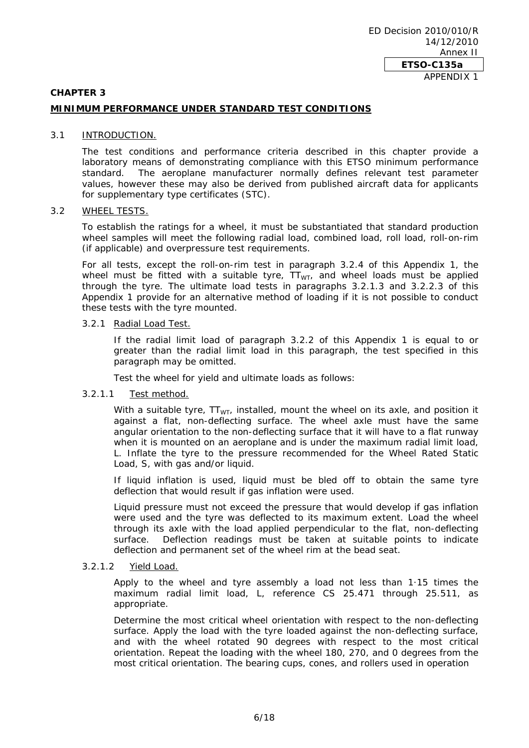## CHAPTER 3

## MINIMUM PERFORMANCE UNDER STANDARD TEST CONDITIONS

### 3.1 INTRODUCTION.

The test conditions and performance criteria described in this chapter provide a laboratory means of demonstrating compliance with this ETSO minimum performance standard. The aeroplane manufacturer normally defines relevant test parameter values, however these may also be derived from published aircraft data for applicants for supplementary type certificates (STC).

### 3.2 WHEEL TESTS.

To establish the ratings for a wheel, it must be substantiated that standard production wheel samples will meet the following radial load, combined load, roll load, roll-on-rim (if applicable) and overpressure test requirements.

For all tests, except the roll-on-rim test in paragraph 3.2.4 of this Appendix 1, the wheel must be fitted with a suitable tyre, $TT_{WT}$, and wheel loads must be applied through the tyre. The ultimate load tests in paragraphs 3.2.1.3 and 3.2.2.3 of this Appendix 1 provide for an alternative method of loading if it is not possible to conduct these tests with the tyre mounted.

#### 3.2.1 Radial Load Test.

If the radial limit load of paragraph 3.2.2 of this Appendix 1 is equal to or greater than the radial limit load in this paragraph, the test specified in this paragraph may be omitted.

Test the wheel for yield and ultimate loads as follows:

##### 3.2.1.1 Test method.

With a suitable tyre, $TT_{WT}$, installed, mount the wheel on its axle, and position it against a flat, non-deflecting surface. The wheel axle must have the same angular orientation to the non-deflecting surface that it will have to a flat runway when it is mounted on an aeroplane and is under the maximum radial limit load, L. Inflate the tyre to the pressure recommended for the Wheel Rated Static Load, S, with gas and/or liquid.

If liquid inflation is used, liquid must be bled off to obtain the same tyre deflection that would result if gas inflation were used.

Liquid pressure must not exceed the pressure that would develop if gas inflation were used and the tyre was deflected to its maximum extent. Load the wheel through its axle with the load applied perpendicular to the flat, non-deflecting surface. Deflection readings must be taken at suitable points to indicate deflection and permanent set of the wheel rim at the bead seat.

##### 3.2.1.2 Yield Load.

Apply to the wheel and tyre assembly a load not less than 1·15 times the maximum radial limit load, L, reference CS 25.471 through 25.511, as appropriate.

Determine the most critical wheel orientation with respect to the non-deflecting surface. Apply the load with the tyre loaded against the non-deflecting surface, and with the wheel rotated 90 degrees with respect to the most critical orientation. Repeat the loading with the wheel 180, 270, and 0 degrees from the most critical orientation. The bearing cups, cones, and rollers used in operation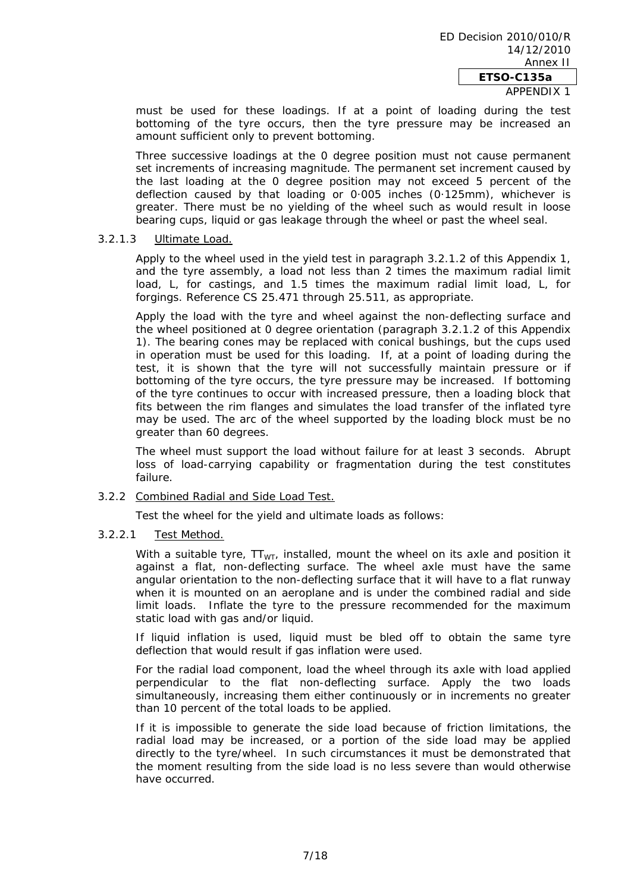must be used for these loadings. If at a point of loading during the test bottoming of the tyre occurs, then the tyre pressure may be increased an amount sufficient only to prevent bottoming.

Three successive loadings at the 0 degree position must not cause permanent set increments of increasing magnitude. The permanent set increment caused by the last loading at the 0 degree position may not exceed 5 percent of the deflection caused by that loading or 0·005 inches (0·125mm), whichever is greater. There must be no yielding of the wheel such as would result in loose bearing cups, liquid or gas leakage through the wheel or past the wheel seal.

3.2.1.3 Ultimate Load.

Apply to the wheel used in the yield test in paragraph 3.2.1.2 of this Appendix 1, and the tyre assembly, a load not less than 2 times the maximum radial limit load, L, for castings, and 1.5 times the maximum radial limit load, L, for forgings. Reference CS 25.471 through 25.511, as appropriate.

Apply the load with the tyre and wheel against the non-deflecting surface and the wheel positioned at 0 degree orientation (paragraph 3.2.1.2 of this Appendix 1). The bearing cones may be replaced with conical bushings, but the cups used in operation must be used for this loading. If, at a point of loading during the test, it is shown that the tyre will not successfully maintain pressure or if bottoming of the tyre occurs, the tyre pressure may be increased. If bottoming of the tyre continues to occur with increased pressure, then a loading block that fits between the rim flanges and simulates the load transfer of the inflated tyre may be used. The arc of the wheel supported by the loading block must be no greater than 60 degrees.

The wheel must support the load without failure for at least 3 seconds. Abrupt loss of load-carrying capability or fragmentation during the test constitutes failure.

3.2.2 Combined Radial and Side Load Test.

Test the wheel for the yield and ultimate loads as follows:

3.2.2.1 Test Method.

With a suitable tyre, $TT_{WT}$, installed, mount the wheel on its axle and position it against a flat, non-deflecting surface. The wheel axle must have the same angular orientation to the non-deflecting surface that it will have to a flat runway when it is mounted on an aeroplane and is under the combined radial and side limit loads. Inflate the tyre to the pressure recommended for the maximum static load with gas and/or liquid.

If liquid inflation is used, liquid must be bled off to obtain the same tyre deflection that would result if gas inflation were used.

For the radial load component, load the wheel through its axle with load applied perpendicular to the flat non-deflecting surface. Apply the two loads simultaneously, increasing them either continuously or in increments no greater than 10 percent of the total loads to be applied.

If it is impossible to generate the side load because of friction limitations, the radial load may be increased, or a portion of the side load may be applied directly to the tyre/wheel. In such circumstances it must be demonstrated that the moment resulting from the side load is no less severe than would otherwise have occurred.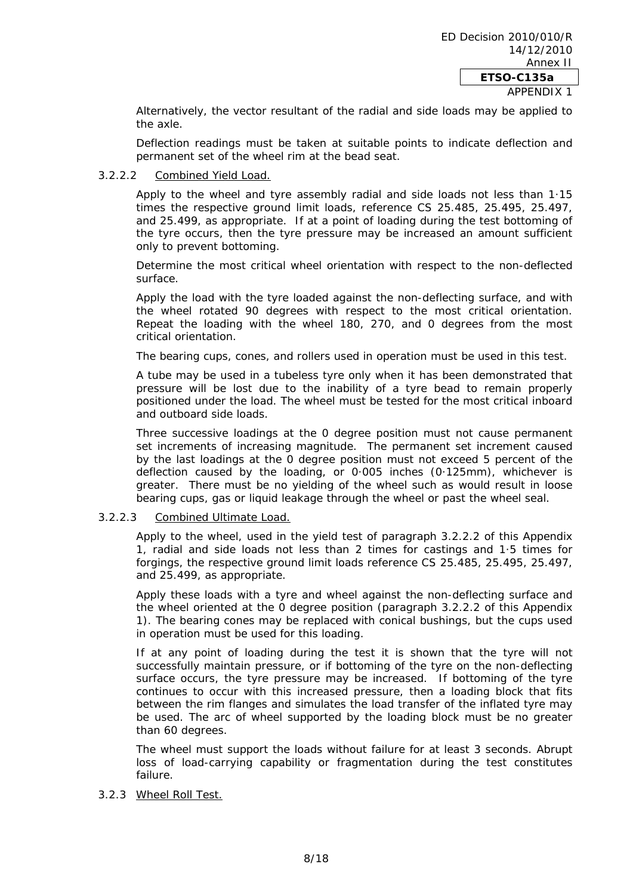Alternatively, the vector resultant of the radial and side loads may be applied to the axle.

Deflection readings must be taken at suitable points to indicate deflection and permanent set of the wheel rim at the bead seat.

3.2.2.2 Combined Yield Load.

Apply to the wheel and tyre assembly radial and side loads not less than 1·15 times the respective ground limit loads, reference CS 25.485, 25.495, 25.497, and 25.499, as appropriate. If at a point of loading during the test bottoming of the tyre occurs, then the tyre pressure may be increased an amount sufficient only to prevent bottoming.

Determine the most critical wheel orientation with respect to the non-deflected surface.

Apply the load with the tyre loaded against the non-deflecting surface, and with the wheel rotated 90 degrees with respect to the most critical orientation. Repeat the loading with the wheel 180, 270, and 0 degrees from the most critical orientation.

The bearing cups, cones, and rollers used in operation must be used in this test.

A tube may be used in a tubeless tyre only when it has been demonstrated that pressure will be lost due to the inability of a tyre bead to remain properly positioned under the load. The wheel must be tested for the most critical inboard and outboard side loads.

Three successive loadings at the 0 degree position must not cause permanent set increments of increasing magnitude. The permanent set increment caused by the last loadings at the 0 degree position must not exceed 5 percent of the deflection caused by the loading, or 0·005 inches (0·125mm), whichever is greater. There must be no yielding of the wheel such as would result in loose bearing cups, gas or liquid leakage through the wheel or past the wheel seal.

3.2.2.3 Combined Ultimate Load.

Apply to the wheel, used in the yield test of paragraph 3.2.2.2 of this Appendix 1, radial and side loads not less than 2 times for castings and 1·5 times for forgings, the respective ground limit loads reference CS 25.485, 25.495, 25.497, and 25.499, as appropriate.

Apply these loads with a tyre and wheel against the non-deflecting surface and the wheel oriented at the 0 degree position (paragraph 3.2.2.2 of this Appendix 1). The bearing cones may be replaced with conical bushings, but the cups used in operation must be used for this loading.

If at any point of loading during the test it is shown that the tyre will not successfully maintain pressure, or if bottoming of the tyre on the non-deflecting surface occurs, the tyre pressure may be increased. If bottoming of the tyre continues to occur with this increased pressure, then a loading block that fits between the rim flanges and simulates the load transfer of the inflated tyre may be used. The arc of wheel supported by the loading block must be no greater than 60 degrees.

The wheel must support the loads without failure for at least 3 seconds. Abrupt loss of load-carrying capability or fragmentation during the test constitutes failure.

3.2.3 Wheel Roll Test.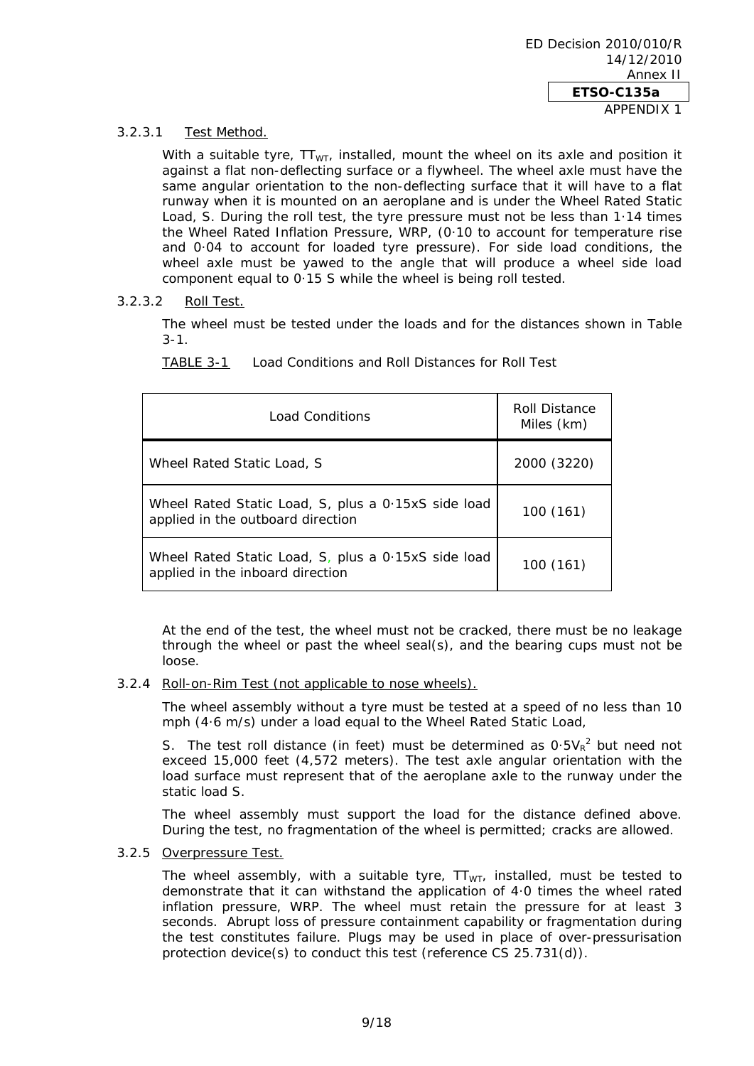#### 3.2.3.1 Test Method.

With a suitable tyre, $TT_{WT}$, installed, mount the wheel on its axle and position it against a flat non-deflecting surface or a flywheel. The wheel axle must have the same angular orientation to the non-deflecting surface that it will have to a flat runway when it is mounted on an aeroplane and is under the Wheel Rated Static Load, S. During the roll test, the tyre pressure must not be less than 1·14 times the Wheel Rated Inflation Pressure, WRP, (0·10 to account for temperature rise and 0·04 to account for loaded tyre pressure). For side load conditions, the wheel axle must be yawed to the angle that will produce a wheel side load component equal to 0·15 S while the wheel is being roll tested.

#### 3.2.3.2 Roll Test.

The wheel must be tested under the loads and for the distances shown in Table 3-1.

TABLE 3-1 Load Conditions and Roll Distances for Roll Test

| Load Conditions | Roll Distance Miles (km) |
| --- | --- |
| Wheel Rated Static Load, S | 2000 (3220) |
| Wheel Rated Static Load, S, plus a 0·15xS side load applied in the outboard direction | 100 (161) |
| Wheel Rated Static Load, S, plus a 0·15xS side load applied in the inboard direction | 100 (161) |

At the end of the test, the wheel must not be cracked, there must be no leakage through the wheel or past the wheel seal(s), and the bearing cups must not be loose.

### 3.2.4 Roll-on-Rim Test (not applicable to nose wheels).

The wheel assembly without a tyre must be tested at a speed of no less than 10 mph (4·6 m/s) under a load equal to the Wheel Rated Static Load,

S. The test roll distance (in feet) must be determined as $0{\cdot}5V_R^2$ but need not exceed 15,000 feet (4,572 meters). The test axle angular orientation with the load surface must represent that of the aeroplane axle to the runway under the static load S.

The wheel assembly must support the load for the distance defined above. During the test, no fragmentation of the wheel is permitted; cracks are allowed.

### 3.2.5 Overpressure Test.

The wheel assembly, with a suitable tyre, $TT_{WT}$, installed, must be tested to demonstrate that it can withstand the application of 4·0 times the wheel rated inflation pressure, WRP. The wheel must retain the pressure for at least 3 seconds. Abrupt loss of pressure containment capability or fragmentation during the test constitutes failure. Plugs may be used in place of over-pressurisation protection device(s) to conduct this test (reference CS 25.731(d)).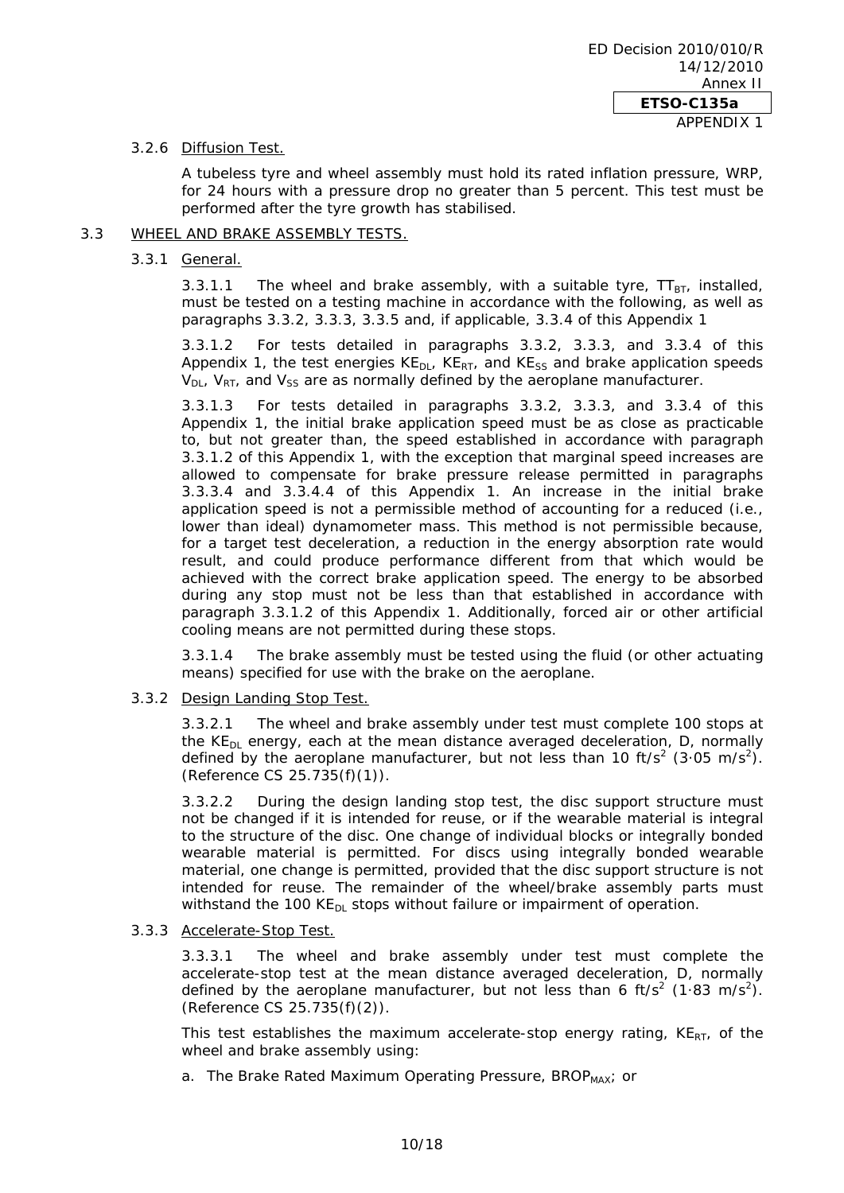#### 3.2.6 Diffusion Test.

A tubeless tyre and wheel assembly must hold its rated inflation pressure, WRP, for 24 hours with a pressure drop no greater than 5 percent. This test must be performed after the tyre growth has stabilised.

### 3.3 WHEEL AND BRAKE ASSEMBLY TESTS.

#### 3.3.1 General.

3.3.1.1 The wheel and brake assembly, with a suitable tyre, $TT_{BT}$, installed, must be tested on a testing machine in accordance with the following, as well as paragraphs 3.3.2, 3.3.3, 3.3.5 and, if applicable, 3.3.4 of this Appendix 1

3.3.1.2 For tests detailed in paragraphs 3.3.2, 3.3.3, and 3.3.4 of this Appendix 1, the test energies $KE_{DL}$, $KE_{RT}$, and $KE_{SS}$ and brake application speeds $V_{DL}$, $V_{RT}$, and $V_{SS}$ are as normally defined by the aeroplane manufacturer.

3.3.1.3 For tests detailed in paragraphs 3.3.2, 3.3.3, and 3.3.4 of this Appendix 1, the initial brake application speed must be as close as practicable to, but not greater than, the speed established in accordance with paragraph 3.3.1.2 of this Appendix 1, with the exception that marginal speed increases are allowed to compensate for brake pressure release permitted in paragraphs 3.3.3.4 and 3.3.4.4 of this Appendix 1. An increase in the initial brake application speed is not a permissible method of accounting for a reduced (i.e., lower than ideal) dynamometer mass. This method is not permissible because, for a target test deceleration, a reduction in the energy absorption rate would result, and could produce performance different from that which would be achieved with the correct brake application speed. The energy to be absorbed during any stop must not be less than that established in accordance with paragraph 3.3.1.2 of this Appendix 1. Additionally, forced air or other artificial cooling means are not permitted during these stops.

3.3.1.4 The brake assembly must be tested using the fluid (or other actuating means) specified for use with the brake on the aeroplane.

#### 3.3.2 Design Landing Stop Test.

3.3.2.1 The wheel and brake assembly under test must complete 100 stops at the $KE_{DL}$ energy, each at the mean distance averaged deceleration, D, normally defined by the aeroplane manufacturer, but not less than 10 ft/s$^2$ (3·05 m/s$^2$). (Reference CS 25.735(f)(1)).

3.3.2.2 During the design landing stop test, the disc support structure must not be changed if it is intended for reuse, or if the wearable material is integral to the structure of the disc. One change of individual blocks or integrally bonded wearable material is permitted. For discs using integrally bonded wearable material, one change is permitted, provided that the disc support structure is not intended for reuse. The remainder of the wheel/brake assembly parts must withstand the 100 $KE_{DL}$ stops without failure or impairment of operation.

#### 3.3.3 Accelerate-Stop Test.

3.3.3.1 The wheel and brake assembly under test must complete the accelerate-stop test at the mean distance averaged deceleration, D, normally defined by the aeroplane manufacturer, but not less than 6 ft/s$^2$ (1·83 m/s$^2$). (Reference CS 25.735(f)(2)).

This test establishes the maximum accelerate-stop energy rating, $KE_{RT}$, of the wheel and brake assembly using:

a. The Brake Rated Maximum Operating Pressure, $BROP_{MAX}$; or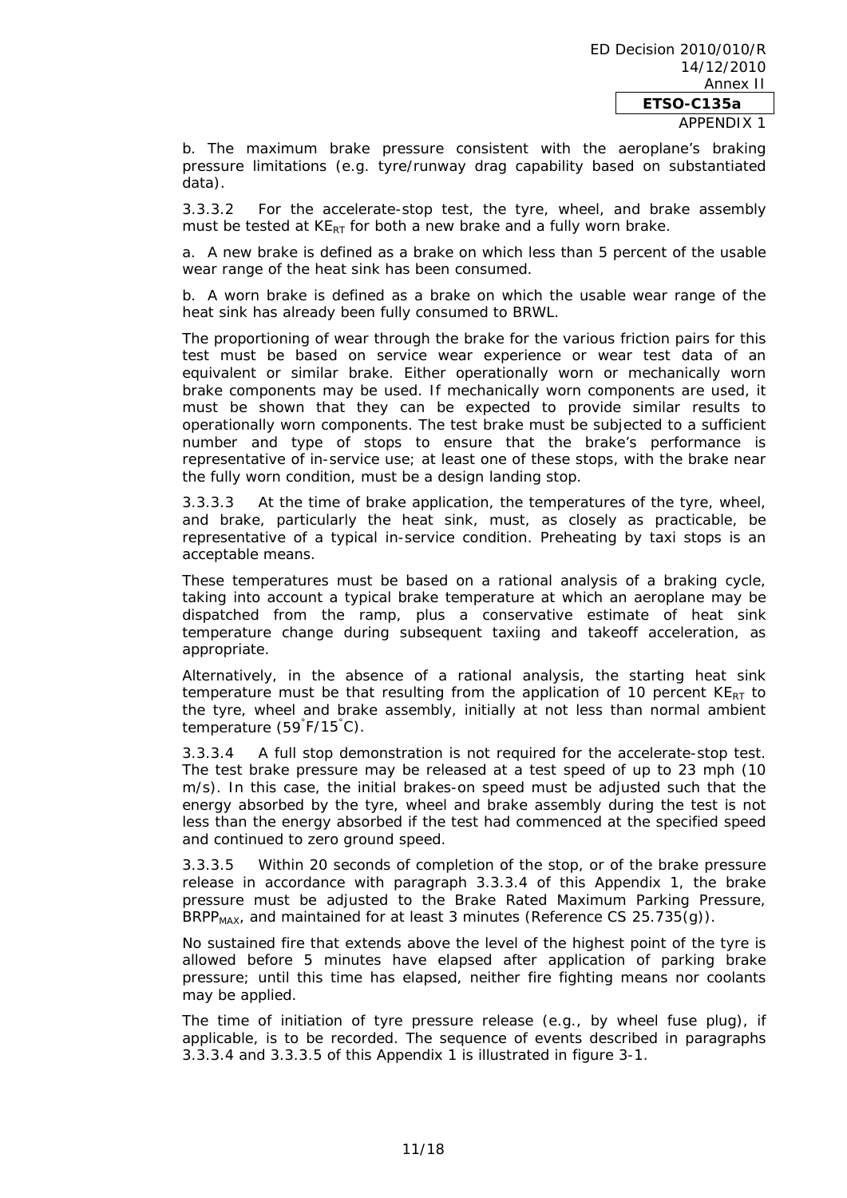b. The maximum brake pressure consistent with the aeroplane's braking pressure limitations (e.g. tyre/runway drag capability based on substantiated data).

3.3.3.2 For the accelerate-stop test, the tyre, wheel, and brake assembly must be tested at $KE_{RT}$ for both a new brake and a fully worn brake.

a. A new brake is defined as a brake on which less than 5 percent of the usable wear range of the heat sink has been consumed.

b. A worn brake is defined as a brake on which the usable wear range of the heat sink has already been fully consumed to BRWL.

The proportioning of wear through the brake for the various friction pairs for this test must be based on service wear experience or wear test data of an equivalent or similar brake. Either operationally worn or mechanically worn brake components may be used. If mechanically worn components are used, it must be shown that they can be expected to provide similar results to operationally worn components. The test brake must be subjected to a sufficient number and type of stops to ensure that the brake's performance is representative of in-service use; at least one of these stops, with the brake near the fully worn condition, must be a design landing stop.

3.3.3.3 At the time of brake application, the temperatures of the tyre, wheel, and brake, particularly the heat sink, must, as closely as practicable, be representative of a typical in-service condition. Preheating by taxi stops is an acceptable means.

These temperatures must be based on a rational analysis of a braking cycle, taking into account a typical brake temperature at which an aeroplane may be dispatched from the ramp, plus a conservative estimate of heat sink temperature change during subsequent taxiing and takeoff acceleration, as appropriate.

Alternatively, in the absence of a rational analysis, the starting heat sink temperature must be that resulting from the application of 10 percent $KE_{RT}$ to the tyre, wheel and brake assembly, initially at not less than normal ambient temperature (59°F/15°C).

3.3.3.4 A full stop demonstration is not required for the accelerate-stop test. The test brake pressure may be released at a test speed of up to 23 mph (10 m/s). In this case, the initial brakes-on speed must be adjusted such that the energy absorbed by the tyre, wheel and brake assembly during the test is not less than the energy absorbed if the test had commenced at the specified speed and continued to zero ground speed.

3.3.3.5 Within 20 seconds of completion of the stop, or of the brake pressure release in accordance with paragraph 3.3.3.4 of this Appendix 1, the brake pressure must be adjusted to the Brake Rated Maximum Parking Pressure, $BRPP_{MAX}$, and maintained for at least 3 minutes (Reference CS 25.735(g)).

No sustained fire that extends above the level of the highest point of the tyre is allowed before 5 minutes have elapsed after application of parking brake pressure; until this time has elapsed, neither fire fighting means nor coolants may be applied.

The time of initiation of tyre pressure release (e.g., by wheel fuse plug), if applicable, is to be recorded. The sequence of events described in paragraphs 3.3.3.4 and 3.3.3.5 of this Appendix 1 is illustrated in figure 3-1.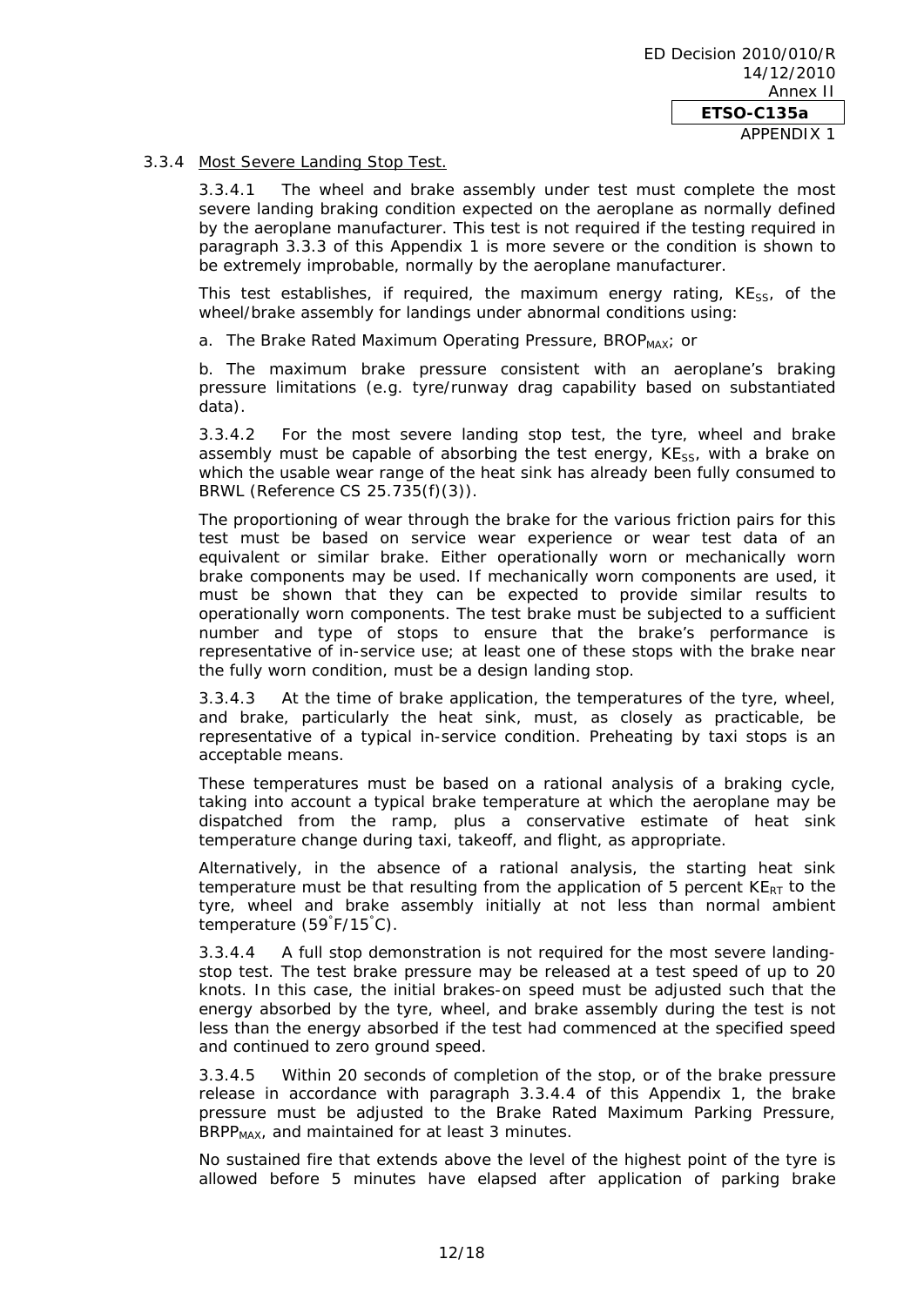3.3.4 Most Severe Landing Stop Test.

3.3.4.1 The wheel and brake assembly under test must complete the most severe landing braking condition expected on the aeroplane as normally defined by the aeroplane manufacturer. This test is not required if the testing required in paragraph 3.3.3 of this Appendix 1 is more severe or the condition is shown to be extremely improbable, normally by the aeroplane manufacturer.

This test establishes, if required, the maximum energy rating, $KE_{SS}$, of the wheel/brake assembly for landings under abnormal conditions using:

a. The Brake Rated Maximum Operating Pressure, $BROP_{MAX}$; or

b. The maximum brake pressure consistent with an aeroplane's braking pressure limitations (e.g. tyre/runway drag capability based on substantiated data).

3.3.4.2 For the most severe landing stop test, the tyre, wheel and brake assembly must be capable of absorbing the test energy, $KE_{SS}$, with a brake on which the usable wear range of the heat sink has already been fully consumed to BRWL (Reference CS 25.735(f)(3)).

The proportioning of wear through the brake for the various friction pairs for this test must be based on service wear experience or wear test data of an equivalent or similar brake. Either operationally worn or mechanically worn brake components may be used. If mechanically worn components are used, it must be shown that they can be expected to provide similar results to operationally worn components. The test brake must be subjected to a sufficient number and type of stops to ensure that the brake's performance is representative of in-service use; at least one of these stops with the brake near the fully worn condition, must be a design landing stop.

3.3.4.3 At the time of brake application, the temperatures of the tyre, wheel, and brake, particularly the heat sink, must, as closely as practicable, be representative of a typical in-service condition. Preheating by taxi stops is an acceptable means.

These temperatures must be based on a rational analysis of a braking cycle, taking into account a typical brake temperature at which the aeroplane may be dispatched from the ramp, plus a conservative estimate of heat sink temperature change during taxi, takeoff, and flight, as appropriate.

Alternatively, in the absence of a rational analysis, the starting heat sink temperature must be that resulting from the application of 5 percent $KE_{RT}$ to the tyre, wheel and brake assembly initially at not less than normal ambient temperature (59˚F/15˚C).

3.3.4.4 A full stop demonstration is not required for the most severe landing-stop test. The test brake pressure may be released at a test speed of up to 20 knots. In this case, the initial brakes-on speed must be adjusted such that the energy absorbed by the tyre, wheel, and brake assembly during the test is not less than the energy absorbed if the test had commenced at the specified speed and continued to zero ground speed.

3.3.4.5 Within 20 seconds of completion of the stop, or of the brake pressure release in accordance with paragraph 3.3.4.4 of this Appendix 1, the brake pressure must be adjusted to the Brake Rated Maximum Parking Pressure, $BRPP_{MAX}$, and maintained for at least 3 minutes.

No sustained fire that extends above the level of the highest point of the tyre is allowed before 5 minutes have elapsed after application of parking brake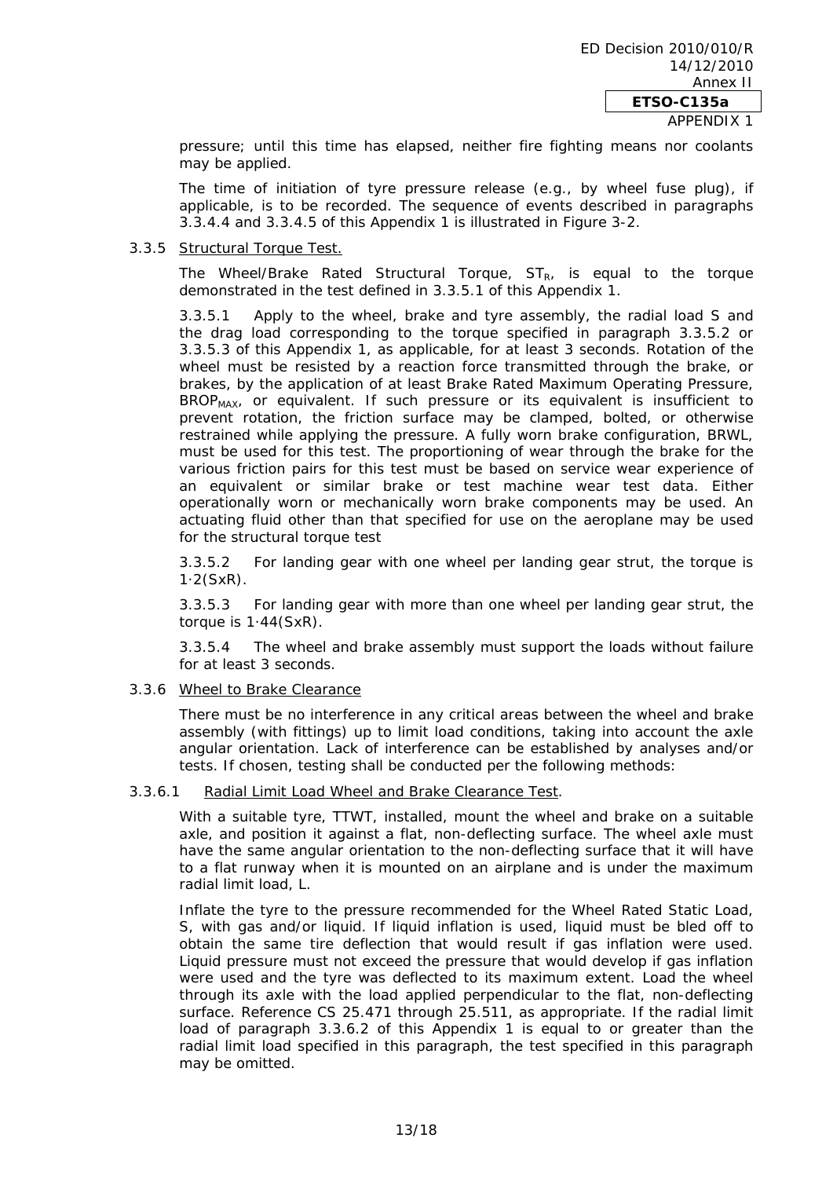pressure; until this time has elapsed, neither fire fighting means nor coolants may be applied.

The time of initiation of tyre pressure release (e.g., by wheel fuse plug), if applicable, is to be recorded. The sequence of events described in paragraphs 3.3.4.4 and 3.3.4.5 of this Appendix 1 is illustrated in Figure 3-2.

3.3.5 Structural Torque Test.

The Wheel/Brake Rated Structural Torque, $ST_R$, is equal to the torque demonstrated in the test defined in 3.3.5.1 of this Appendix 1.

3.3.5.1 Apply to the wheel, brake and tyre assembly, the radial load S and the drag load corresponding to the torque specified in paragraph 3.3.5.2 or 3.3.5.3 of this Appendix 1, as applicable, for at least 3 seconds. Rotation of the wheel must be resisted by a reaction force transmitted through the brake, or brakes, by the application of at least Brake Rated Maximum Operating Pressure, $BROP_{MAX}$, or equivalent. If such pressure or its equivalent is insufficient to prevent rotation, the friction surface may be clamped, bolted, or otherwise restrained while applying the pressure. A fully worn brake configuration, BRWL, must be used for this test. The proportioning of wear through the brake for the various friction pairs for this test must be based on service wear experience of an equivalent or similar brake or test machine wear test data. Either operationally worn or mechanically worn brake components may be used. An actuating fluid other than that specified for use on the aeroplane may be used for the structural torque test

3.3.5.2 For landing gear with one wheel per landing gear strut, the torque is $1{\cdot}2(SxR)$.

3.3.5.3 For landing gear with more than one wheel per landing gear strut, the torque is $1{\cdot}44(SxR)$.

3.3.5.4 The wheel and brake assembly must support the loads without failure for at least 3 seconds.

3.3.6 Wheel to Brake Clearance

There must be no interference in any critical areas between the wheel and brake assembly (with fittings) up to limit load conditions, taking into account the axle angular orientation. Lack of interference can be established by analyses and/or tests. If chosen, testing shall be conducted per the following methods:

3.3.6.1 Radial Limit Load Wheel and Brake Clearance Test.

With a suitable tyre, TTWT, installed, mount the wheel and brake on a suitable axle, and position it against a flat, non-deflecting surface. The wheel axle must have the same angular orientation to the non-deflecting surface that it will have to a flat runway when it is mounted on an airplane and is under the maximum radial limit load, L.

Inflate the tyre to the pressure recommended for the Wheel Rated Static Load, S, with gas and/or liquid. If liquid inflation is used, liquid must be bled off to obtain the same tire deflection that would result if gas inflation were used. Liquid pressure must not exceed the pressure that would develop if gas inflation were used and the tyre was deflected to its maximum extent. Load the wheel through its axle with the load applied perpendicular to the flat, non-deflecting surface. Reference CS 25.471 through 25.511, as appropriate. If the radial limit load of paragraph 3.3.6.2 of this Appendix 1 is equal to or greater than the radial limit load specified in this paragraph, the test specified in this paragraph may be omitted.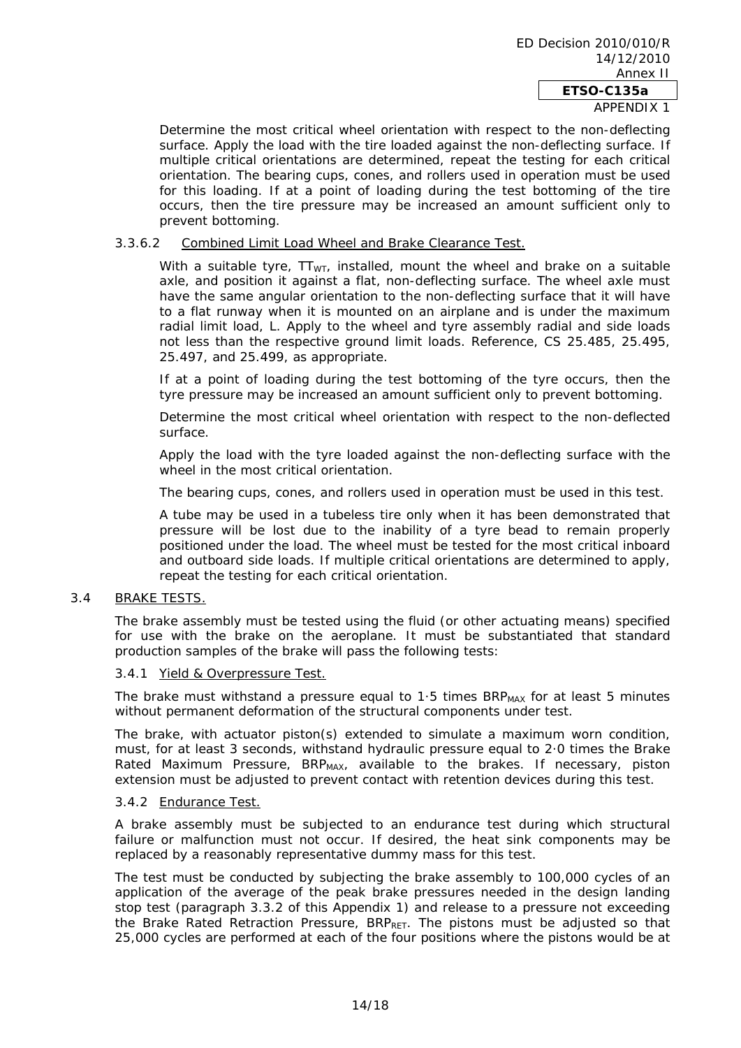Determine the most critical wheel orientation with respect to the non-deflecting surface. Apply the load with the tire loaded against the non-deflecting surface. If multiple critical orientations are determined, repeat the testing for each critical orientation. The bearing cups, cones, and rollers used in operation must be used for this loading. If at a point of loading during the test bottoming of the tire occurs, then the tire pressure may be increased an amount sufficient only to prevent bottoming.

#### 3.3.6.2 Combined Limit Load Wheel and Brake Clearance Test.

With a suitable tyre, $TT_{WT}$, installed, mount the wheel and brake on a suitable axle, and position it against a flat, non-deflecting surface. The wheel axle must have the same angular orientation to the non-deflecting surface that it will have to a flat runway when it is mounted on an airplane and is under the maximum radial limit load, L. Apply to the wheel and tyre assembly radial and side loads not less than the respective ground limit loads. Reference, CS 25.485, 25.495, 25.497, and 25.499, as appropriate.

If at a point of loading during the test bottoming of the tyre occurs, then the tyre pressure may be increased an amount sufficient only to prevent bottoming.

Determine the most critical wheel orientation with respect to the non-deflected surface.

Apply the load with the tyre loaded against the non-deflecting surface with the wheel in the most critical orientation.

The bearing cups, cones, and rollers used in operation must be used in this test.

A tube may be used in a tubeless tire only when it has been demonstrated that pressure will be lost due to the inability of a tyre bead to remain properly positioned under the load. The wheel must be tested for the most critical inboard and outboard side loads. If multiple critical orientations are determined to apply, repeat the testing for each critical orientation.

## 3.4 BRAKE TESTS.

The brake assembly must be tested using the fluid (or other actuating means) specified for use with the brake on the aeroplane. It must be substantiated that standard production samples of the brake will pass the following tests:

### 3.4.1 Yield & Overpressure Test.

The brake must withstand a pressure equal to 1·5 times $BRP_{MAX}$ for at least 5 minutes without permanent deformation of the structural components under test.

The brake, with actuator piston(s) extended to simulate a maximum worn condition, must, for at least 3 seconds, withstand hydraulic pressure equal to 2·0 times the Brake Rated Maximum Pressure, $BRP_{MAX}$, available to the brakes. If necessary, piston extension must be adjusted to prevent contact with retention devices during this test.

### 3.4.2 Endurance Test.

A brake assembly must be subjected to an endurance test during which structural failure or malfunction must not occur. If desired, the heat sink components may be replaced by a reasonably representative dummy mass for this test.

The test must be conducted by subjecting the brake assembly to 100,000 cycles of an application of the average of the peak brake pressures needed in the design landing stop test (paragraph 3.3.2 of this Appendix 1) and release to a pressure not exceeding the Brake Rated Retraction Pressure, $BRP_{RET}$. The pistons must be adjusted so that 25,000 cycles are performed at each of the four positions where the pistons would be at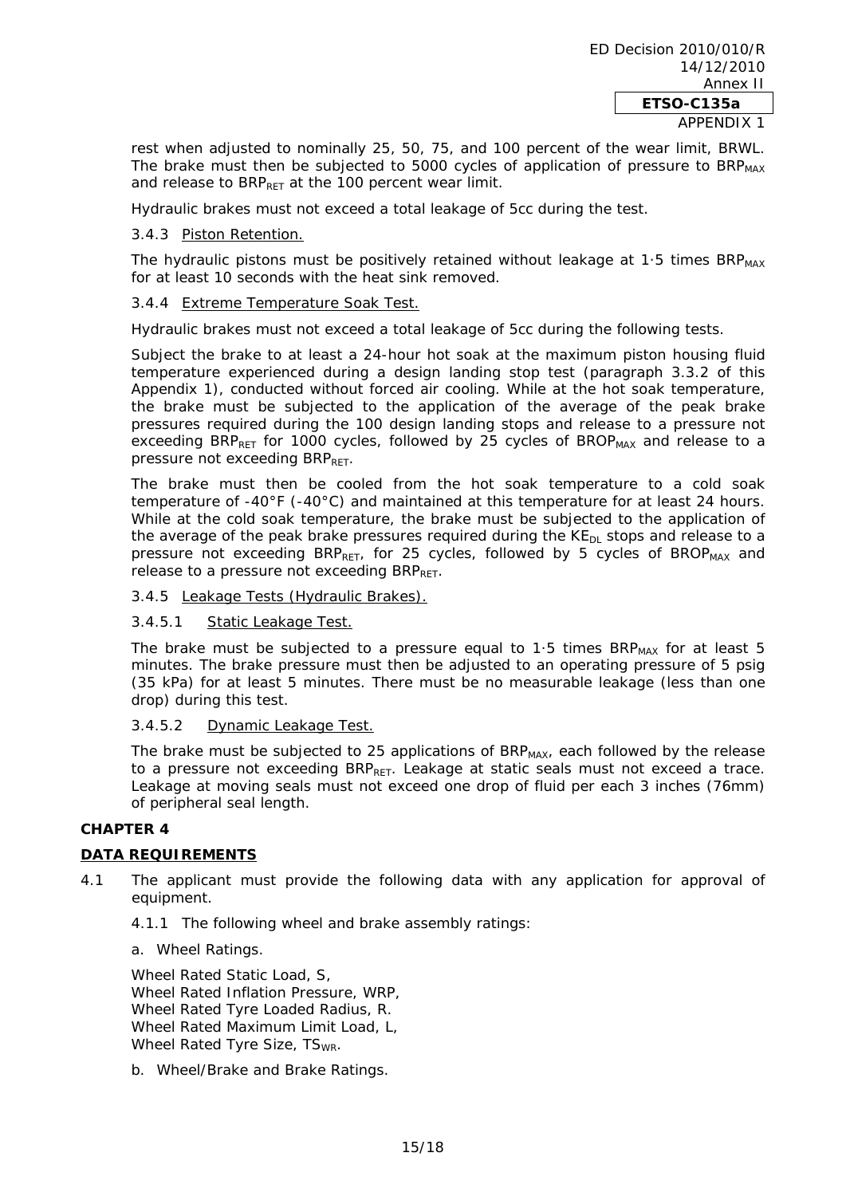rest when adjusted to nominally 25, 50, 75, and 100 percent of the wear limit, BRWL. The brake must then be subjected to 5000 cycles of application of pressure to $BRP_{MAX}$ and release to $BRP_{RET}$ at the 100 percent wear limit.

Hydraulic brakes must not exceed a total leakage of 5cc during the test.

3.4.3 Piston Retention.

The hydraulic pistons must be positively retained without leakage at 1·5 times $BRP_{MAX}$ for at least 10 seconds with the heat sink removed.

3.4.4 Extreme Temperature Soak Test.

Hydraulic brakes must not exceed a total leakage of 5cc during the following tests.

Subject the brake to at least a 24-hour hot soak at the maximum piston housing fluid temperature experienced during a design landing stop test (paragraph 3.3.2 of this Appendix 1), conducted without forced air cooling. While at the hot soak temperature, the brake must be subjected to the application of the average of the peak brake pressures required during the 100 design landing stops and release to a pressure not exceeding $BRP_{RET}$ for 1000 cycles, followed by 25 cycles of $BROP_{MAX}$ and release to a pressure not exceeding $BRP_{RET}$.

The brake must then be cooled from the hot soak temperature to a cold soak temperature of -40°F (-40°C) and maintained at this temperature for at least 24 hours. While at the cold soak temperature, the brake must be subjected to the application of the average of the peak brake pressures required during the $KE_{DL}$ stops and release to a pressure not exceeding $BRP_{RET}$, for 25 cycles, followed by 5 cycles of $BROP_{MAX}$ and release to a pressure not exceeding $BRP_{RET}$.

3.4.5 Leakage Tests (Hydraulic Brakes).

3.4.5.1 Static Leakage Test.

The brake must be subjected to a pressure equal to 1·5 times $BRP_{MAX}$ for at least 5 minutes. The brake pressure must then be adjusted to an operating pressure of 5 psig (35 kPa) for at least 5 minutes. There must be no measurable leakage (less than one drop) during this test.

3.4.5.2 Dynamic Leakage Test.

The brake must be subjected to 25 applications of $BRP_{MAX}$, each followed by the release to a pressure not exceeding $BRP_{RET}$. Leakage at static seals must not exceed a trace. Leakage at moving seals must not exceed one drop of fluid per each 3 inches (76mm) of peripheral seal length.

## CHAPTER 4

## DATA REQUIREMENTS

4.1 The applicant must provide the following data with any application for approval of equipment.

4.1.1 The following wheel and brake assembly ratings:

a. Wheel Ratings.

Wheel Rated Static Load, S,
Wheel Rated Inflation Pressure, WRP,
Wheel Rated Tyre Loaded Radius, R.
Wheel Rated Maximum Limit Load, L,
Wheel Rated Tyre Size, $TS_{WR}$.

b. Wheel/Brake and Brake Ratings.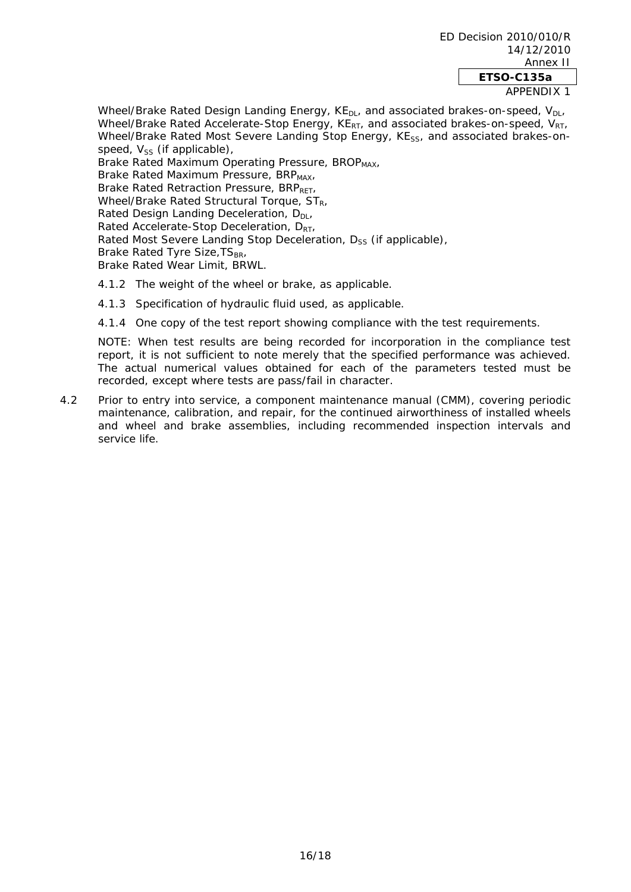Wheel/Brake Rated Design Landing Energy, $KE_{DL}$, and associated brakes-on-speed, $V_{DL}$,
Wheel/Brake Rated Accelerate-Stop Energy, $KE_{RT}$, and associated brakes-on-speed, $V_{RT}$,
Wheel/Brake Rated Most Severe Landing Stop Energy, $KE_{SS}$, and associated brakes-on-speed, $V_{SS}$ (if applicable),
Brake Rated Maximum Operating Pressure, $BROP_{MAX}$,
Brake Rated Maximum Pressure, $BRP_{MAX}$,
Brake Rated Retraction Pressure, $BRP_{RET}$,
Wheel/Brake Rated Structural Torque, $ST_R$,
Rated Design Landing Deceleration, $D_{DL}$,
Rated Accelerate-Stop Deceleration, $D_{RT}$,
Rated Most Severe Landing Stop Deceleration, $D_{SS}$ (if applicable),
Brake Rated Tyre Size, $TS_{BR}$,
Brake Rated Wear Limit, BRWL.

4.1.2 The weight of the wheel or brake, as applicable.

4.1.3 Specification of hydraulic fluid used, as applicable.

4.1.4 One copy of the test report showing compliance with the test requirements.

NOTE: When test results are being recorded for incorporation in the compliance test report, it is not sufficient to note merely that the specified performance was achieved. The actual numerical values obtained for each of the parameters tested must be recorded, except where tests are pass/fail in character.

4.2 Prior to entry into service, a component maintenance manual (CMM), covering periodic maintenance, calibration, and repair, for the continued airworthiness of installed wheels and wheel and brake assemblies, including recommended inspection intervals and service life.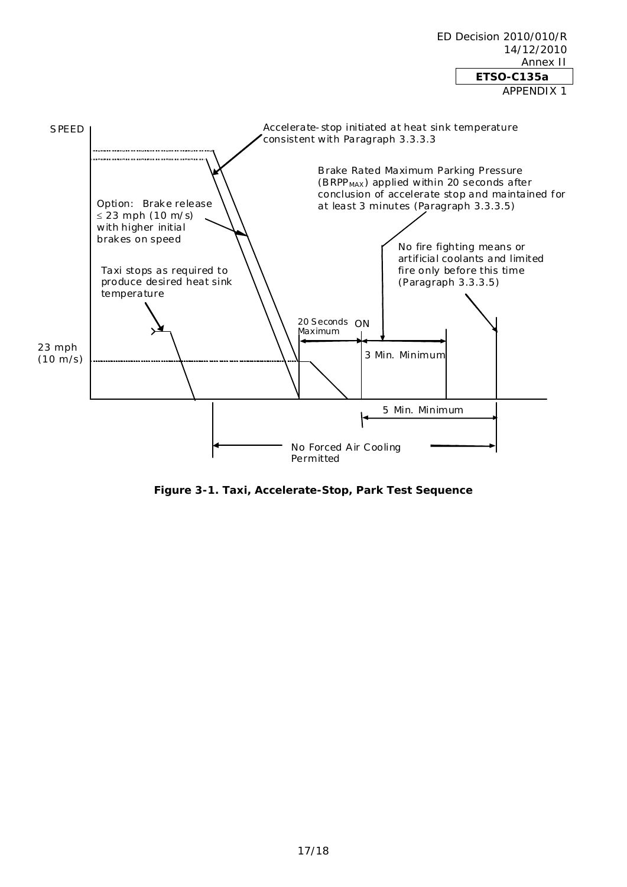SPEED

Accelerate-stop initiated at heat sink temperature consistent with Paragraph 3.3.3.3

Brake Rated Maximum Parking Pressure ($BRPP_{MAX}$) applied within 20 seconds after conclusion of accelerate stop and maintained for at least 3 minutes (Paragraph 3.3.3.5)

Option: Brake release ≤ 23 mph (10 m/s) with higher initial brakes on speed

No fire fighting means or artificial coolants and limited fire only before this time (Paragraph 3.3.3.5)

Taxi stops as required to produce desired heat sink temperature

20 Seconds Maximum

ON

23 mph (10 m/s)

3 Min. Minimum

5 Min. Minimum

No Forced Air Cooling Permitted

**Figure 3-1. Taxi, Accelerate-Stop, Park Test Sequence**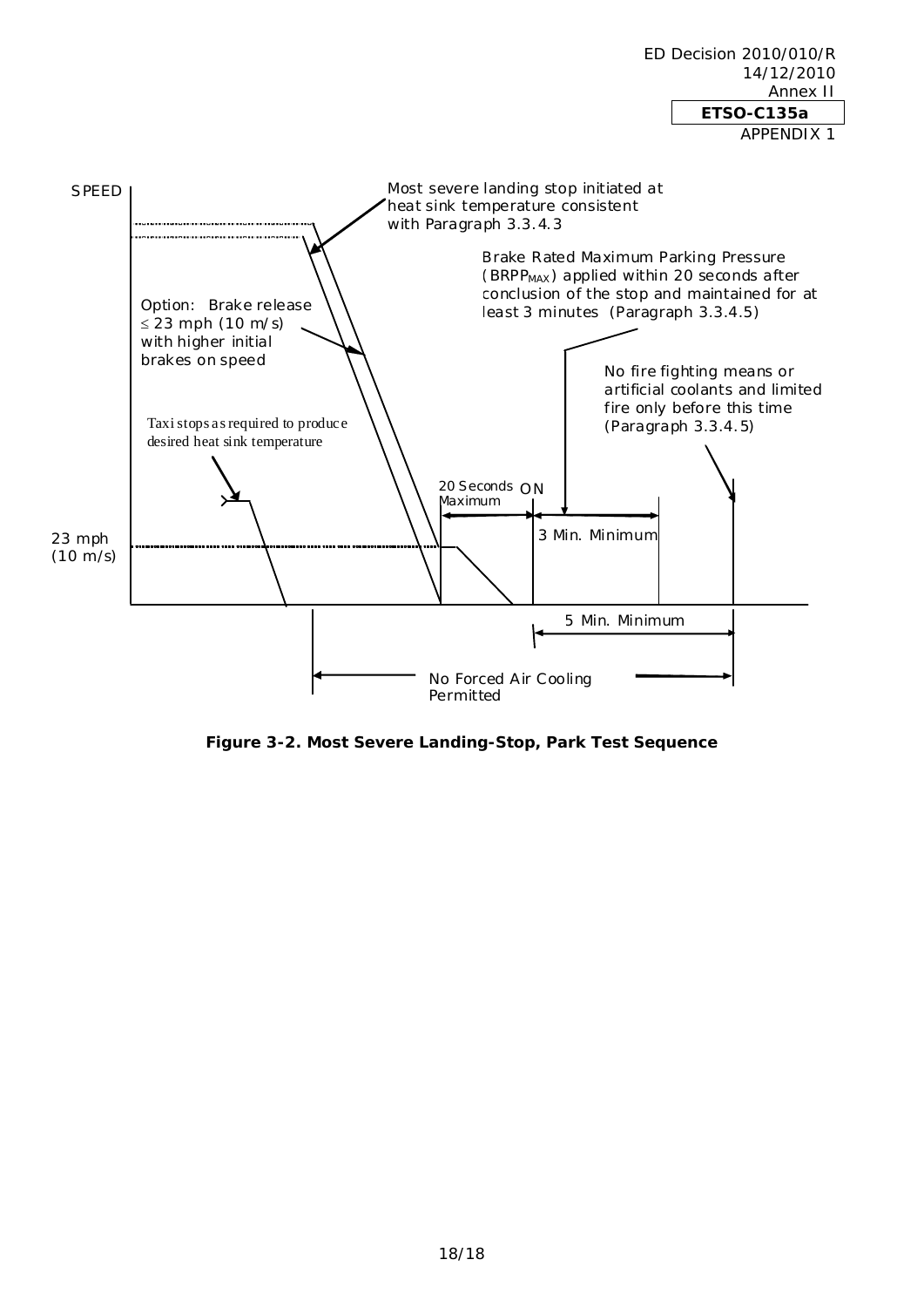SPEED

Most severe landing stop initiated at heat sink temperature consistent with Paragraph 3.3.4.3

Brake Rated Maximum Parking Pressure ($BRPP_{MAX}$) applied within 20 seconds after conclusion of the stop and maintained for at least 3 minutes (Paragraph 3.3.4.5)

Option: Brake release ≤ 23 mph (10 m/s) with higher initial brakes on speed

No fire fighting means or artificial coolants and limited fire only before this time (Paragraph 3.3.4.5)

Taxi stops as required to produce desired heat sink temperature

20 Seconds Maximum

ON

23 mph (10 m/s)

3 Min. Minimum

5 Min. Minimum

No Forced Air Cooling Permitted

**Figure 3-2. Most Severe Landing-Stop, Park Test Sequence**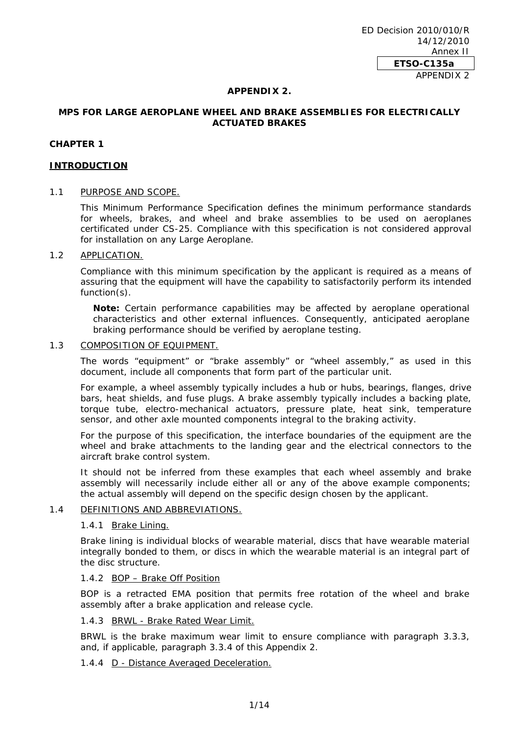## APPENDIX 2.

## MPS FOR LARGE AEROPLANE WHEEL AND BRAKE ASSEMBLIES FOR ELECTRICALLY ACTUATED BRAKES

### CHAPTER 1

### INTRODUCTION

1.1 PURPOSE AND SCOPE.

This Minimum Performance Specification defines the minimum performance standards for wheels, brakes, and wheel and brake assemblies to be used on aeroplanes certificated under CS-25. Compliance with this specification is not considered approval for installation on any Large Aeroplane.

1.2 APPLICATION.

Compliance with this minimum specification by the applicant is required as a means of assuring that the equipment will have the capability to satisfactorily perform its intended function(s).

> **Note:** Certain performance capabilities may be affected by aeroplane operational characteristics and other external influences. Consequently, anticipated aeroplane braking performance should be verified by aeroplane testing.

1.3 COMPOSITION OF EQUIPMENT.

The words “equipment” or “brake assembly” or “wheel assembly,” as used in this document, include all components that form part of the particular unit.

For example, a wheel assembly typically includes a hub or hubs, bearings, flanges, drive bars, heat shields, and fuse plugs. A brake assembly typically includes a backing plate, torque tube, electro-mechanical actuators, pressure plate, heat sink, temperature sensor, and other axle mounted components integral to the braking activity.

For the purpose of this specification, the interface boundaries of the equipment are the wheel and brake attachments to the landing gear and the electrical connectors to the aircraft brake control system.

It should not be inferred from these examples that each wheel assembly and brake assembly will necessarily include either all or any of the above example components; the actual assembly will depend on the specific design chosen by the applicant.

1.4 DEFINITIONS AND ABBREVIATIONS.

1.4.1 Brake Lining.

Brake lining is individual blocks of wearable material, discs that have wearable material integrally bonded to them, or discs in which the wearable material is an integral part of the disc structure.

1.4.2 BOP – Brake Off Position

BOP is a retracted EMA position that permits free rotation of the wheel and brake assembly after a brake application and release cycle.

1.4.3 BRWL - Brake Rated Wear Limit.

BRWL is the brake maximum wear limit to ensure compliance with paragraph 3.3.3, and, if applicable, paragraph 3.3.4 of this Appendix 2.

1.4.4 D - Distance Averaged Deceleration.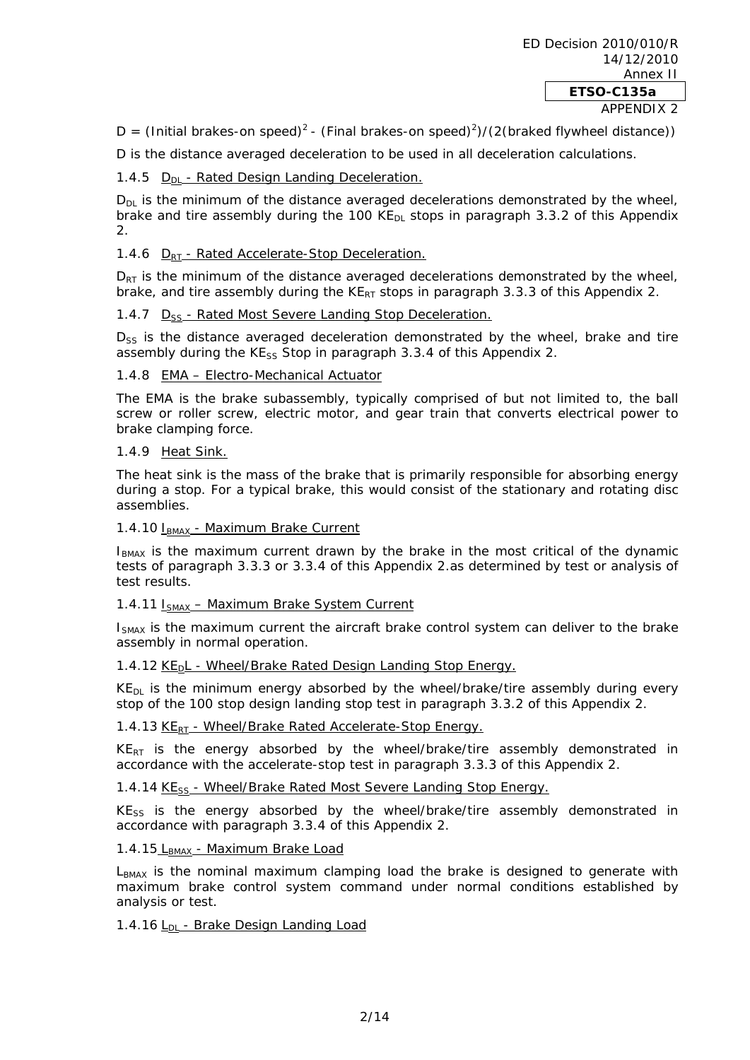D = (Initial brakes-on speed)$^2$ - (Final brakes-on speed)$^2$)/(2(braked flywheel distance))

D is the distance averaged deceleration to be used in all deceleration calculations.

1.4.5 $D_{DL}$ - Rated Design Landing Deceleration.

$D_{DL}$ is the minimum of the distance averaged decelerations demonstrated by the wheel, brake and tire assembly during the 100 $KE_{DL}$ stops in paragraph 3.3.2 of this Appendix 2.

1.4.6 $D_{RT}$ - Rated Accelerate-Stop Deceleration.

$D_{RT}$ is the minimum of the distance averaged decelerations demonstrated by the wheel, brake, and tire assembly during the $KE_{RT}$ stops in paragraph 3.3.3 of this Appendix 2.

1.4.7 $D_{SS}$ - Rated Most Severe Landing Stop Deceleration.

$D_{SS}$ is the distance averaged deceleration demonstrated by the wheel, brake and tire assembly during the $KE_{SS}$ Stop in paragraph 3.3.4 of this Appendix 2.

1.4.8 EMA – Electro-Mechanical Actuator

The EMA is the brake subassembly, typically comprised of but not limited to, the ball screw or roller screw, electric motor, and gear train that converts electrical power to brake clamping force.

1.4.9 Heat Sink.

The heat sink is the mass of the brake that is primarily responsible for absorbing energy during a stop. For a typical brake, this would consist of the stationary and rotating disc assemblies.

1.4.10 $I_{BMAX}$ - Maximum Brake Current

$I_{BMAX}$ is the maximum current drawn by the brake in the most critical of the dynamic tests of paragraph 3.3.3 or 3.3.4 of this Appendix 2.as determined by test or analysis of test results.

1.4.11 $I_{SMAX}$ – Maximum Brake System Current

$I_{SMAX}$ is the maximum current the aircraft brake control system can deliver to the brake assembly in normal operation.

1.4.12 $KE_{D}L$ - Wheel/Brake Rated Design Landing Stop Energy.

$KE_{DL}$ is the minimum energy absorbed by the wheel/brake/tire assembly during every stop of the 100 stop design landing stop test in paragraph 3.3.2 of this Appendix 2.

1.4.13 $KE_{RT}$ - Wheel/Brake Rated Accelerate-Stop Energy.

$KE_{RT}$ is the energy absorbed by the wheel/brake/tire assembly demonstrated in accordance with the accelerate-stop test in paragraph 3.3.3 of this Appendix 2.

1.4.14 $KE_{SS}$ - Wheel/Brake Rated Most Severe Landing Stop Energy.

$KE_{SS}$ is the energy absorbed by the wheel/brake/tire assembly demonstrated in accordance with paragraph 3.3.4 of this Appendix 2.

1.4.15 $L_{BMAX}$ - Maximum Brake Load

$L_{BMAX}$ is the nominal maximum clamping load the brake is designed to generate with maximum brake control system command under normal conditions established by analysis or test.

1.4.16 $L_{DL}$ - Brake Design Landing Load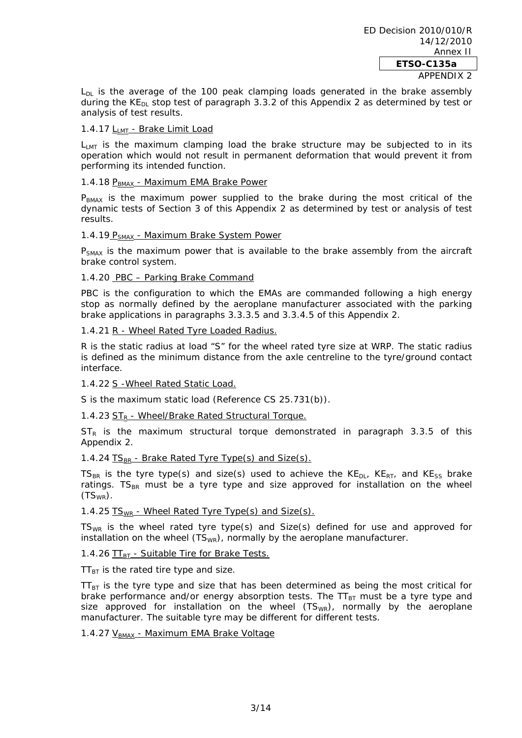$L_{DL}$ is the average of the 100 peak clamping loads generated in the brake assembly during the $KE_{DL}$ stop test of paragraph 3.3.2 of this Appendix 2 as determined by test or analysis of test results.

1.4.17 $L_{LMT}$ - Brake Limit Load

$L_{LMT}$ is the maximum clamping load the brake structure may be subjected to in its operation which would not result in permanent deformation that would prevent it from performing its intended function.

1.4.18 $P_{BMAX}$ - Maximum EMA Brake Power

$P_{BMAX}$ is the maximum power supplied to the brake during the most critical of the dynamic tests of Section 3 of this Appendix 2 as determined by test or analysis of test results.

1.4.19 $P_{SMAX}$ - Maximum Brake System Power

$P_{SMAX}$ is the maximum power that is available to the brake assembly from the aircraft brake control system.

1.4.20 PBC – Parking Brake Command

PBC is the configuration to which the EMAs are commanded following a high energy stop as normally defined by the aeroplane manufacturer associated with the parking brake applications in paragraphs 3.3.3.5 and 3.3.4.5 of this Appendix 2.

1.4.21 R - Wheel Rated Tyre Loaded Radius.

R is the static radius at load "S" for the wheel rated tyre size at WRP. The static radius is defined as the minimum distance from the axle centreline to the tyre/ground contact interface.

1.4.22 S -Wheel Rated Static Load.

S is the maximum static load (Reference CS 25.731(b)).

1.4.23 $ST_R$ - Wheel/Brake Rated Structural Torque.

$ST_R$ is the maximum structural torque demonstrated in paragraph 3.3.5 of this Appendix 2.

1.4.24 $TS_{BR}$ - Brake Rated Tyre Type(s) and Size(s).

$TS_{BR}$ is the tyre type(s) and size(s) used to achieve the $KE_{DL}$, $KE_{RT}$, and $KE_{SS}$ brake ratings. $TS_{BR}$ must be a tyre type and size approved for installation on the wheel ($TS_{WR}$).

1.4.25 $TS_{WR}$ - Wheel Rated Tyre Type(s) and Size(s).

$TS_{WR}$ is the wheel rated tyre type(s) and Size(s) defined for use and approved for installation on the wheel ($TS_{WR}$), normally by the aeroplane manufacturer.

1.4.26 $TT_{BT}$ - Suitable Tire for Brake Tests.

$TT_{BT}$ is the rated tire type and size.

$TT_{BT}$ is the tyre type and size that has been determined as being the most critical for brake performance and/or energy absorption tests. The $TT_{BT}$ must be a tyre type and size approved for installation on the wheel ($TS_{WR}$), normally by the aeroplane manufacturer. The suitable tyre may be different for different tests.

1.4.27 $V_{BMAX}$ - Maximum EMA Brake Voltage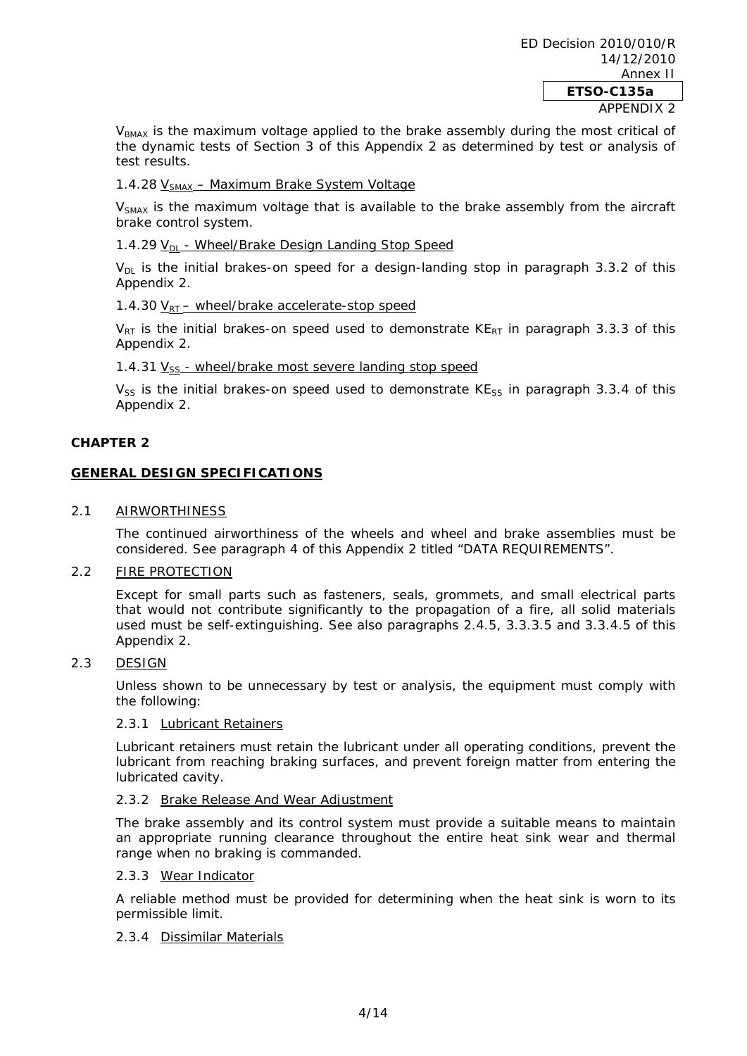$V_{BMAX}$ is the maximum voltage applied to the brake assembly during the most critical of the dynamic tests of Section 3 of this Appendix 2 as determined by test or analysis of test results.

1.4.28 $V_{SMAX}$ – Maximum Brake System Voltage

$V_{SMAX}$ is the maximum voltage that is available to the brake assembly from the aircraft brake control system.

1.4.29 $V_{DL}$ - Wheel/Brake Design Landing Stop Speed

$V_{DL}$ is the initial brakes-on speed for a design-landing stop in paragraph 3.3.2 of this Appendix 2.

1.4.30 $V_{RT}$ – wheel/brake accelerate-stop speed

$V_{RT}$ is the initial brakes-on speed used to demonstrate $KE_{RT}$ in paragraph 3.3.3 of this Appendix 2.

1.4.31 $V_{SS}$ - wheel/brake most severe landing stop speed

$V_{SS}$ is the initial brakes-on speed used to demonstrate $KE_{SS}$ in paragraph 3.3.4 of this Appendix 2.

## CHAPTER 2

## GENERAL DESIGN SPECIFICATIONS

### 2.1 AIRWORTHINESS

The continued airworthiness of the wheels and wheel and brake assemblies must be considered. See paragraph 4 of this Appendix 2 titled "DATA REQUIREMENTS".

### 2.2 FIRE PROTECTION

Except for small parts such as fasteners, seals, grommets, and small electrical parts that would not contribute significantly to the propagation of a fire, all solid materials used must be self-extinguishing. See also paragraphs 2.4.5, 3.3.3.5 and 3.3.4.5 of this Appendix 2.

### 2.3 DESIGN

Unless shown to be unnecessary by test or analysis, the equipment must comply with the following:

#### 2.3.1 Lubricant Retainers

Lubricant retainers must retain the lubricant under all operating conditions, prevent the lubricant from reaching braking surfaces, and prevent foreign matter from entering the lubricated cavity.

#### 2.3.2 Brake Release And Wear Adjustment

The brake assembly and its control system must provide a suitable means to maintain an appropriate running clearance throughout the entire heat sink wear and thermal range when no braking is commanded.

#### 2.3.3 Wear Indicator

A reliable method must be provided for determining when the heat sink is worn to its permissible limit.

#### 2.3.4 Dissimilar Materials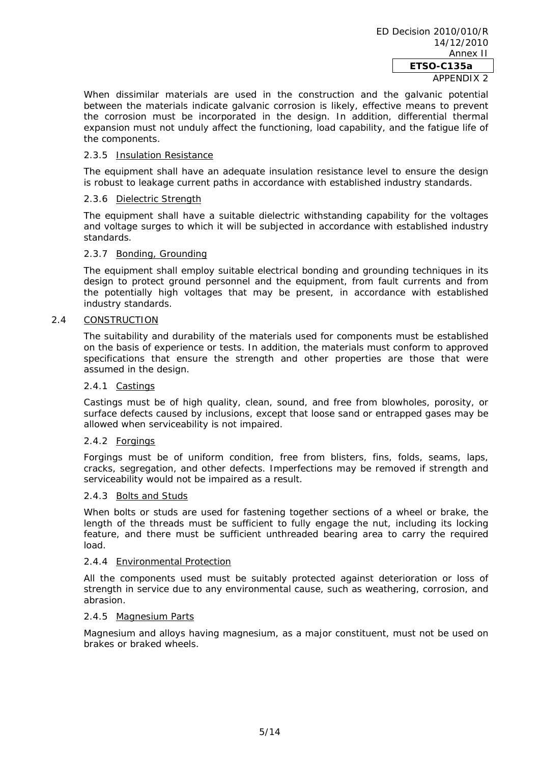When dissimilar materials are used in the construction and the galvanic potential between the materials indicate galvanic corrosion is likely, effective means to prevent the corrosion must be incorporated in the design. In addition, differential thermal expansion must not unduly affect the functioning, load capability, and the fatigue life of the components.

#### 2.3.5 Insulation Resistance

The equipment shall have an adequate insulation resistance level to ensure the design is robust to leakage current paths in accordance with established industry standards.

#### 2.3.6 Dielectric Strength

The equipment shall have a suitable dielectric withstanding capability for the voltages and voltage surges to which it will be subjected in accordance with established industry standards.

#### 2.3.7 Bonding, Grounding

The equipment shall employ suitable electrical bonding and grounding techniques in its design to protect ground personnel and the equipment, from fault currents and from the potentially high voltages that may be present, in accordance with established industry standards.

### 2.4 CONSTRUCTION

The suitability and durability of the materials used for components must be established on the basis of experience or tests. In addition, the materials must conform to approved specifications that ensure the strength and other properties are those that were assumed in the design.

#### 2.4.1 Castings

Castings must be of high quality, clean, sound, and free from blowholes, porosity, or surface defects caused by inclusions, except that loose sand or entrapped gases may be allowed when serviceability is not impaired.

#### 2.4.2 Forgings

Forgings must be of uniform condition, free from blisters, fins, folds, seams, laps, cracks, segregation, and other defects. Imperfections may be removed if strength and serviceability would not be impaired as a result.

#### 2.4.3 Bolts and Studs

When bolts or studs are used for fastening together sections of a wheel or brake, the length of the threads must be sufficient to fully engage the nut, including its locking feature, and there must be sufficient unthreaded bearing area to carry the required load.

#### 2.4.4 Environmental Protection

All the components used must be suitably protected against deterioration or loss of strength in service due to any environmental cause, such as weathering, corrosion, and abrasion.

#### 2.4.5 Magnesium Parts

Magnesium and alloys having magnesium, as a major constituent, must not be used on brakes or braked wheels.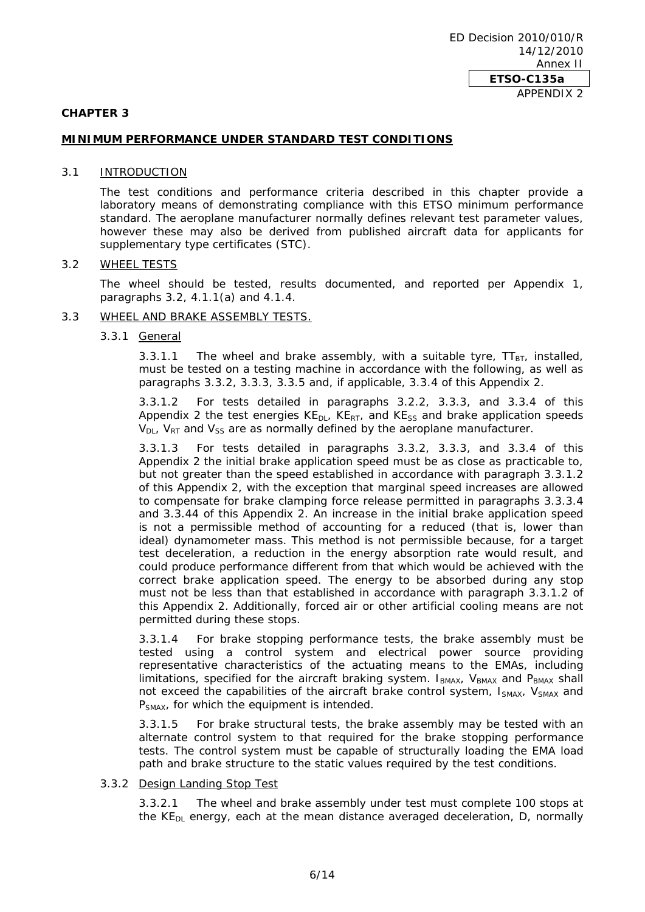## CHAPTER 3

### MINIMUM PERFORMANCE UNDER STANDARD TEST CONDITIONS

3.1 INTRODUCTION

The test conditions and performance criteria described in this chapter provide a laboratory means of demonstrating compliance with this ETSO minimum performance standard. The aeroplane manufacturer normally defines relevant test parameter values, however these may also be derived from published aircraft data for applicants for supplementary type certificates (STC).

3.2 WHEEL TESTS

The wheel should be tested, results documented, and reported per Appendix 1, paragraphs 3.2, 4.1.1(a) and 4.1.4.

3.3 WHEEL AND BRAKE ASSEMBLY TESTS.

3.3.1 General

3.3.1.1 The wheel and brake assembly, with a suitable tyre, $TT_{BT}$, installed, must be tested on a testing machine in accordance with the following, as well as paragraphs 3.3.2, 3.3.3, 3.3.5 and, if applicable, 3.3.4 of this Appendix 2.

3.3.1.2 For tests detailed in paragraphs 3.2.2, 3.3.3, and 3.3.4 of this Appendix 2 the test energies $KE_{DL}$, $KE_{RT}$, and $KE_{SS}$ and brake application speeds $V_{DL}$, $V_{RT}$ and $V_{SS}$ are as normally defined by the aeroplane manufacturer.

3.3.1.3 For tests detailed in paragraphs 3.3.2, 3.3.3, and 3.3.4 of this Appendix 2 the initial brake application speed must be as close as practicable to, but not greater than the speed established in accordance with paragraph 3.3.1.2 of this Appendix 2, with the exception that marginal speed increases are allowed to compensate for brake clamping force release permitted in paragraphs 3.3.3.4 and 3.3.44 of this Appendix 2. An increase in the initial brake application speed is not a permissible method of accounting for a reduced (that is, lower than ideal) dynamometer mass. This method is not permissible because, for a target test deceleration, a reduction in the energy absorption rate would result, and could produce performance different from that which would be achieved with the correct brake application speed. The energy to be absorbed during any stop must not be less than that established in accordance with paragraph 3.3.1.2 of this Appendix 2. Additionally, forced air or other artificial cooling means are not permitted during these stops.

3.3.1.4 For brake stopping performance tests, the brake assembly must be tested using a control system and electrical power source providing representative characteristics of the actuating means to the EMAs, including limitations, specified for the aircraft braking system. $I_{BMAX}$, $V_{BMAX}$ and $P_{BMAX}$ shall not exceed the capabilities of the aircraft brake control system, $I_{SMAX}$, $V_{SMAX}$ and $P_{SMAX}$, for which the equipment is intended.

3.3.1.5 For brake structural tests, the brake assembly may be tested with an alternate control system to that required for the brake stopping performance tests. The control system must be capable of structurally loading the EMA load path and brake structure to the static values required by the test conditions.

3.3.2 Design Landing Stop Test

3.3.2.1 The wheel and brake assembly under test must complete 100 stops at the $KE_{DL}$ energy, each at the mean distance averaged deceleration, D, normally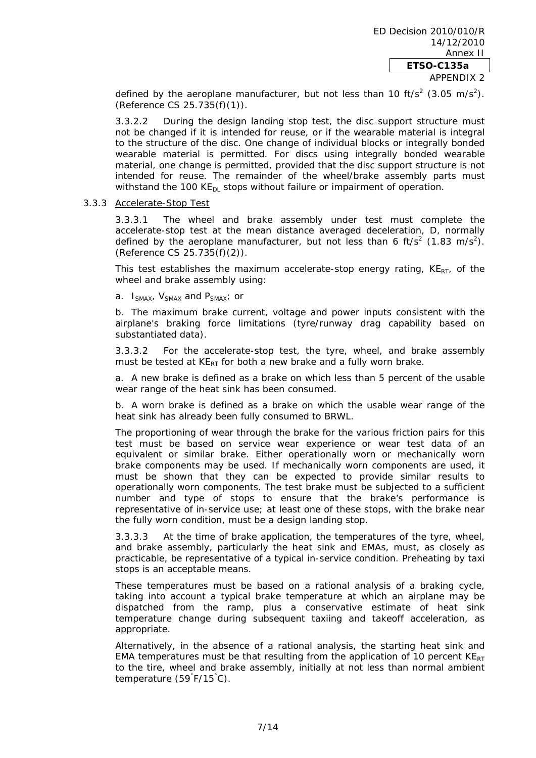defined by the aeroplane manufacturer, but not less than 10 $ft/s^2$ (3.05 $m/s^2$). (Reference CS 25.735(f)(1)).

3.3.2.2 During the design landing stop test, the disc support structure must not be changed if it is intended for reuse, or if the wearable material is integral to the structure of the disc. One change of individual blocks or integrally bonded wearable material is permitted. For discs using integrally bonded wearable material, one change is permitted, provided that the disc support structure is not intended for reuse. The remainder of the wheel/brake assembly parts must withstand the 100 $KE_{DL}$ stops without failure or impairment of operation.

### 3.3.3 Accelerate-Stop Test

3.3.3.1 The wheel and brake assembly under test must complete the accelerate-stop test at the mean distance averaged deceleration, D, normally defined by the aeroplane manufacturer, but not less than 6 $ft/s^2$ (1.83 $m/s^2$). (Reference CS 25.735(f)(2)).

This test establishes the maximum accelerate-stop energy rating, $KE_{RT}$, of the wheel and brake assembly using:

a. $I_{SMAX}$, $V_{SMAX}$ and $P_{SMAX}$; or

b. The maximum brake current, voltage and power inputs consistent with the airplane's braking force limitations (tyre/runway drag capability based on substantiated data).

3.3.3.2 For the accelerate-stop test, the tyre, wheel, and brake assembly must be tested at $KE_{RT}$ for both a new brake and a fully worn brake.

a. A new brake is defined as a brake on which less than 5 percent of the usable wear range of the heat sink has been consumed.

b. A worn brake is defined as a brake on which the usable wear range of the heat sink has already been fully consumed to BRWL.

The proportioning of wear through the brake for the various friction pairs for this test must be based on service wear experience or wear test data of an equivalent or similar brake. Either operationally worn or mechanically worn brake components may be used. If mechanically worn components are used, it must be shown that they can be expected to provide similar results to operationally worn components. The test brake must be subjected to a sufficient number and type of stops to ensure that the brake's performance is representative of in-service use; at least one of these stops, with the brake near the fully worn condition, must be a design landing stop.

3.3.3.3 At the time of brake application, the temperatures of the tyre, wheel, and brake assembly, particularly the heat sink and EMAs, must, as closely as practicable, be representative of a typical in-service condition. Preheating by taxi stops is an acceptable means.

These temperatures must be based on a rational analysis of a braking cycle, taking into account a typical brake temperature at which an airplane may be dispatched from the ramp, plus a conservative estimate of heat sink temperature change during subsequent taxiing and takeoff acceleration, as appropriate.

Alternatively, in the absence of a rational analysis, the starting heat sink and EMA temperatures must be that resulting from the application of 10 percent $KE_{RT}$ to the tire, wheel and brake assembly, initially at not less than normal ambient temperature (59˚F/15˚C).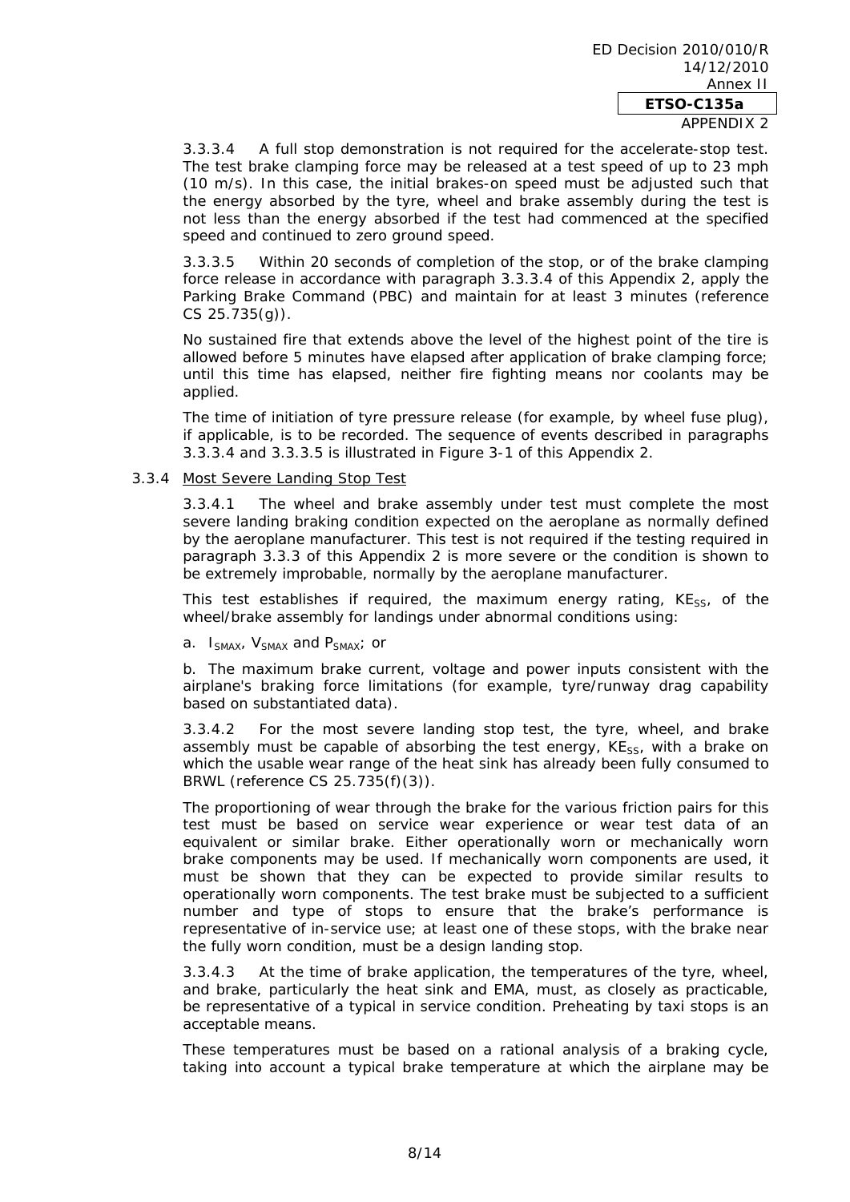3.3.3.4 A full stop demonstration is not required for the accelerate-stop test. The test brake clamping force may be released at a test speed of up to 23 mph (10 m/s). In this case, the initial brakes-on speed must be adjusted such that the energy absorbed by the tyre, wheel and brake assembly during the test is not less than the energy absorbed if the test had commenced at the specified speed and continued to zero ground speed.

3.3.3.5 Within 20 seconds of completion of the stop, or of the brake clamping force release in accordance with paragraph 3.3.3.4 of this Appendix 2, apply the Parking Brake Command (PBC) and maintain for at least 3 minutes (reference CS 25.735(g)).

No sustained fire that extends above the level of the highest point of the tire is allowed before 5 minutes have elapsed after application of brake clamping force; until this time has elapsed, neither fire fighting means nor coolants may be applied.

The time of initiation of tyre pressure release (for example, by wheel fuse plug), if applicable, is to be recorded. The sequence of events described in paragraphs 3.3.3.4 and 3.3.3.5 is illustrated in Figure 3-1 of this Appendix 2.

### 3.3.4 Most Severe Landing Stop Test

3.3.4.1 The wheel and brake assembly under test must complete the most severe landing braking condition expected on the aeroplane as normally defined by the aeroplane manufacturer. This test is not required if the testing required in paragraph 3.3.3 of this Appendix 2 is more severe or the condition is shown to be extremely improbable, normally by the aeroplane manufacturer.

This test establishes if required, the maximum energy rating, $KE_{SS}$, of the wheel/brake assembly for landings under abnormal conditions using:

a. $I_{SMAX}$, $V_{SMAX}$ and $P_{SMAX}$; or

b. The maximum brake current, voltage and power inputs consistent with the airplane's braking force limitations (for example, tyre/runway drag capability based on substantiated data).

3.3.4.2 For the most severe landing stop test, the tyre, wheel, and brake assembly must be capable of absorbing the test energy, $KE_{SS}$, with a brake on which the usable wear range of the heat sink has already been fully consumed to BRWL (reference CS 25.735(f)(3)).

The proportioning of wear through the brake for the various friction pairs for this test must be based on service wear experience or wear test data of an equivalent or similar brake. Either operationally worn or mechanically worn brake components may be used. If mechanically worn components are used, it must be shown that they can be expected to provide similar results to operationally worn components. The test brake must be subjected to a sufficient number and type of stops to ensure that the brake's performance is representative of in-service use; at least one of these stops, with the brake near the fully worn condition, must be a design landing stop.

3.3.4.3 At the time of brake application, the temperatures of the tyre, wheel, and brake, particularly the heat sink and EMA, must, as closely as practicable, be representative of a typical in service condition. Preheating by taxi stops is an acceptable means.

These temperatures must be based on a rational analysis of a braking cycle, taking into account a typical brake temperature at which the airplane may be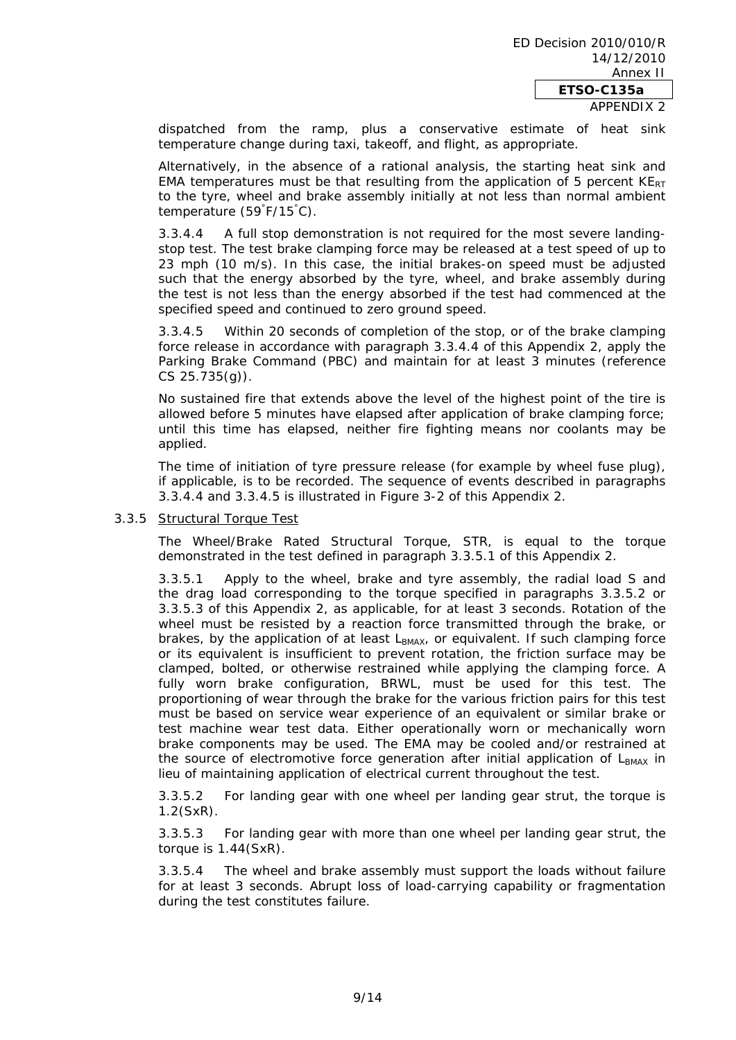dispatched from the ramp, plus a conservative estimate of heat sink temperature change during taxi, takeoff, and flight, as appropriate.

Alternatively, in the absence of a rational analysis, the starting heat sink and EMA temperatures must be that resulting from the application of 5 percent $KE_{RT}$ to the tyre, wheel and brake assembly initially at not less than normal ambient temperature (59˚F/15˚C).

3.3.4.4 A full stop demonstration is not required for the most severe landing-stop test. The test brake clamping force may be released at a test speed of up to 23 mph (10 m/s). In this case, the initial brakes-on speed must be adjusted such that the energy absorbed by the tyre, wheel, and brake assembly during the test is not less than the energy absorbed if the test had commenced at the specified speed and continued to zero ground speed.

3.3.4.5 Within 20 seconds of completion of the stop, or of the brake clamping force release in accordance with paragraph 3.3.4.4 of this Appendix 2, apply the Parking Brake Command (PBC) and maintain for at least 3 minutes (reference CS 25.735(g)).

No sustained fire that extends above the level of the highest point of the tire is allowed before 5 minutes have elapsed after application of brake clamping force; until this time has elapsed, neither fire fighting means nor coolants may be applied.

The time of initiation of tyre pressure release (for example by wheel fuse plug), if applicable, is to be recorded. The sequence of events described in paragraphs 3.3.4.4 and 3.3.4.5 is illustrated in Figure 3-2 of this Appendix 2.

### 3.3.5 Structural Torque Test

The Wheel/Brake Rated Structural Torque, STR, is equal to the torque demonstrated in the test defined in paragraph 3.3.5.1 of this Appendix 2.

3.3.5.1 Apply to the wheel, brake and tyre assembly, the radial load S and the drag load corresponding to the torque specified in paragraphs 3.3.5.2 or 3.3.5.3 of this Appendix 2, as applicable, for at least 3 seconds. Rotation of the wheel must be resisted by a reaction force transmitted through the brake, or brakes, by the application of at least $L_{BMAX}$, or equivalent. If such clamping force or its equivalent is insufficient to prevent rotation, the friction surface may be clamped, bolted, or otherwise restrained while applying the clamping force. A fully worn brake configuration, BRWL, must be used for this test. The proportioning of wear through the brake for the various friction pairs for this test must be based on service wear experience of an equivalent or similar brake or test machine wear test data. Either operationally worn or mechanically worn brake components may be used. The EMA may be cooled and/or restrained at the source of electromotive force generation after initial application of $L_{BMAX}$ in lieu of maintaining application of electrical current throughout the test.

3.3.5.2 For landing gear with one wheel per landing gear strut, the torque is 1.2(SxR).

3.3.5.3 For landing gear with more than one wheel per landing gear strut, the torque is 1.44(SxR).

3.3.5.4 The wheel and brake assembly must support the loads without failure for at least 3 seconds. Abrupt loss of load-carrying capability or fragmentation during the test constitutes failure.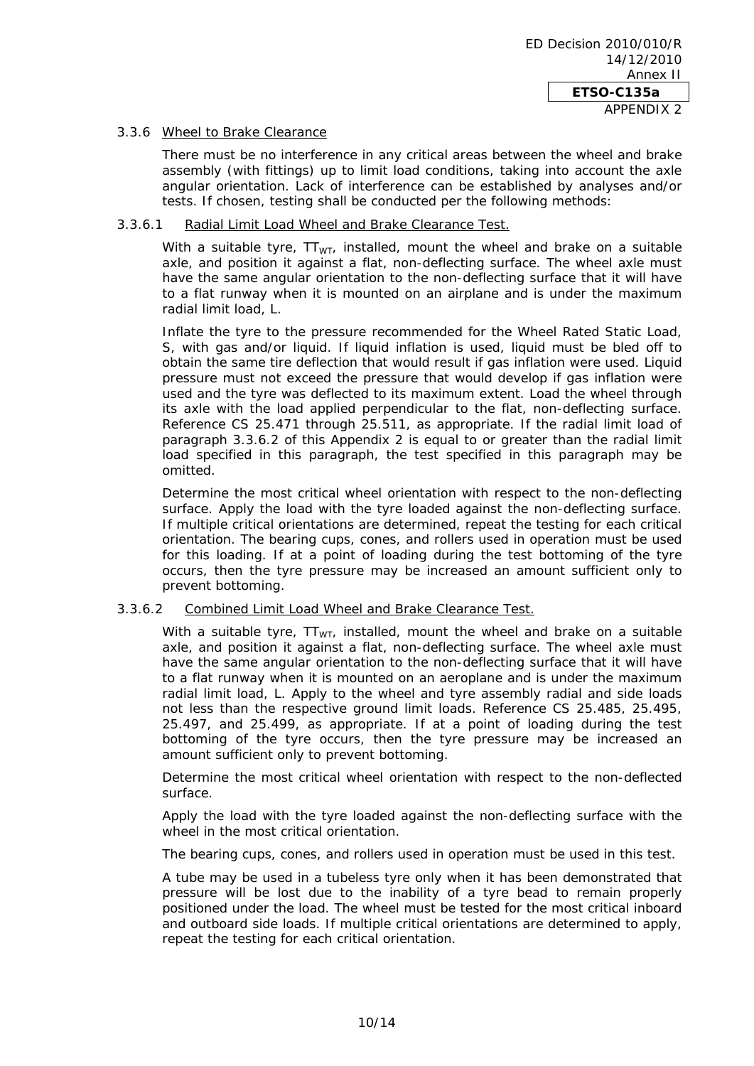### 3.3.6 Wheel to Brake Clearance

There must be no interference in any critical areas between the wheel and brake assembly (with fittings) up to limit load conditions, taking into account the axle angular orientation. Lack of interference can be established by analyses and/or tests. If chosen, testing shall be conducted per the following methods:

#### 3.3.6.1 Radial Limit Load Wheel and Brake Clearance Test.

With a suitable tyre, $TT_{WT}$, installed, mount the wheel and brake on a suitable axle, and position it against a flat, non-deflecting surface. The wheel axle must have the same angular orientation to the non-deflecting surface that it will have to a flat runway when it is mounted on an airplane and is under the maximum radial limit load, L.

Inflate the tyre to the pressure recommended for the Wheel Rated Static Load, S, with gas and/or liquid. If liquid inflation is used, liquid must be bled off to obtain the same tire deflection that would result if gas inflation were used. Liquid pressure must not exceed the pressure that would develop if gas inflation were used and the tyre was deflected to its maximum extent. Load the wheel through its axle with the load applied perpendicular to the flat, non-deflecting surface. Reference CS 25.471 through 25.511, as appropriate. If the radial limit load of paragraph 3.3.6.2 of this Appendix 2 is equal to or greater than the radial limit load specified in this paragraph, the test specified in this paragraph may be omitted.

Determine the most critical wheel orientation with respect to the non-deflecting surface. Apply the load with the tyre loaded against the non-deflecting surface. If multiple critical orientations are determined, repeat the testing for each critical orientation. The bearing cups, cones, and rollers used in operation must be used for this loading. If at a point of loading during the test bottoming of the tyre occurs, then the tyre pressure may be increased an amount sufficient only to prevent bottoming.

#### 3.3.6.2 Combined Limit Load Wheel and Brake Clearance Test.

With a suitable tyre, $TT_{WT}$, installed, mount the wheel and brake on a suitable axle, and position it against a flat, non-deflecting surface. The wheel axle must have the same angular orientation to the non-deflecting surface that it will have to a flat runway when it is mounted on an aeroplane and is under the maximum radial limit load, L. Apply to the wheel and tyre assembly radial and side loads not less than the respective ground limit loads. Reference CS 25.485, 25.495, 25.497, and 25.499, as appropriate. If at a point of loading during the test bottoming of the tyre occurs, then the tyre pressure may be increased an amount sufficient only to prevent bottoming.

Determine the most critical wheel orientation with respect to the non-deflected surface.

Apply the load with the tyre loaded against the non-deflecting surface with the wheel in the most critical orientation.

The bearing cups, cones, and rollers used in operation must be used in this test.

A tube may be used in a tubeless tyre only when it has been demonstrated that pressure will be lost due to the inability of a tyre bead to remain properly positioned under the load. The wheel must be tested for the most critical inboard and outboard side loads. If multiple critical orientations are determined to apply, repeat the testing for each critical orientation.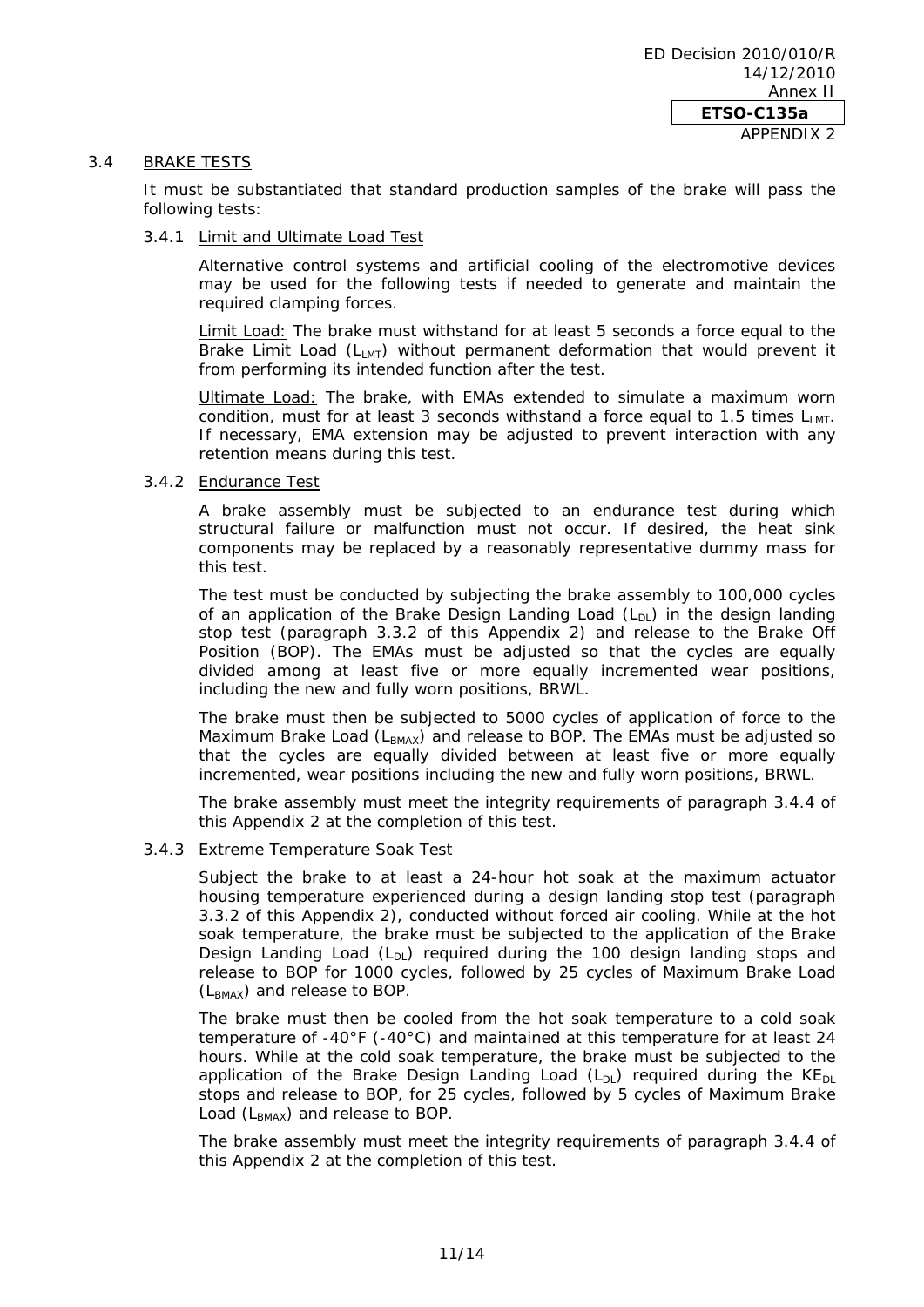## 3.4 BRAKE TESTS

It must be substantiated that standard production samples of the brake will pass the following tests:

### 3.4.1 Limit and Ultimate Load Test

Alternative control systems and artificial cooling of the electromotive devices may be used for the following tests if needed to generate and maintain the required clamping forces.

Limit Load: The brake must withstand for at least 5 seconds a force equal to the Brake Limit Load ($L_{LMT}$) without permanent deformation that would prevent it from performing its intended function after the test.

Ultimate Load: The brake, with EMAs extended to simulate a maximum worn condition, must for at least 3 seconds withstand a force equal to 1.5 times $L_{LMT}$. If necessary, EMA extension may be adjusted to prevent interaction with any retention means during this test.

### 3.4.2 Endurance Test

A brake assembly must be subjected to an endurance test during which structural failure or malfunction must not occur. If desired, the heat sink components may be replaced by a reasonably representative dummy mass for this test.

The test must be conducted by subjecting the brake assembly to 100,000 cycles of an application of the Brake Design Landing Load ($L_{DL}$) in the design landing stop test (paragraph 3.3.2 of this Appendix 2) and release to the Brake Off Position (BOP). The EMAs must be adjusted so that the cycles are equally divided among at least five or more equally incremented wear positions, including the new and fully worn positions, BRWL.

The brake must then be subjected to 5000 cycles of application of force to the Maximum Brake Load ($L_{BMAX}$) and release to BOP. The EMAs must be adjusted so that the cycles are equally divided between at least five or more equally incremented, wear positions including the new and fully worn positions, BRWL.

The brake assembly must meet the integrity requirements of paragraph 3.4.4 of this Appendix 2 at the completion of this test.

### 3.4.3 Extreme Temperature Soak Test

Subject the brake to at least a 24-hour hot soak at the maximum actuator housing temperature experienced during a design landing stop test (paragraph 3.3.2 of this Appendix 2), conducted without forced air cooling. While at the hot soak temperature, the brake must be subjected to the application of the Brake Design Landing Load ($L_{DL}$) required during the 100 design landing stops and release to BOP for 1000 cycles, followed by 25 cycles of Maximum Brake Load ($L_{BMAX}$) and release to BOP.

The brake must then be cooled from the hot soak temperature to a cold soak temperature of -40°F (-40°C) and maintained at this temperature for at least 24 hours. While at the cold soak temperature, the brake must be subjected to the application of the Brake Design Landing Load ($L_{DL}$) required during the $KE_{DL}$ stops and release to BOP, for 25 cycles, followed by 5 cycles of Maximum Brake Load ($L_{BMAX}$) and release to BOP.

The brake assembly must meet the integrity requirements of paragraph 3.4.4 of this Appendix 2 at the completion of this test.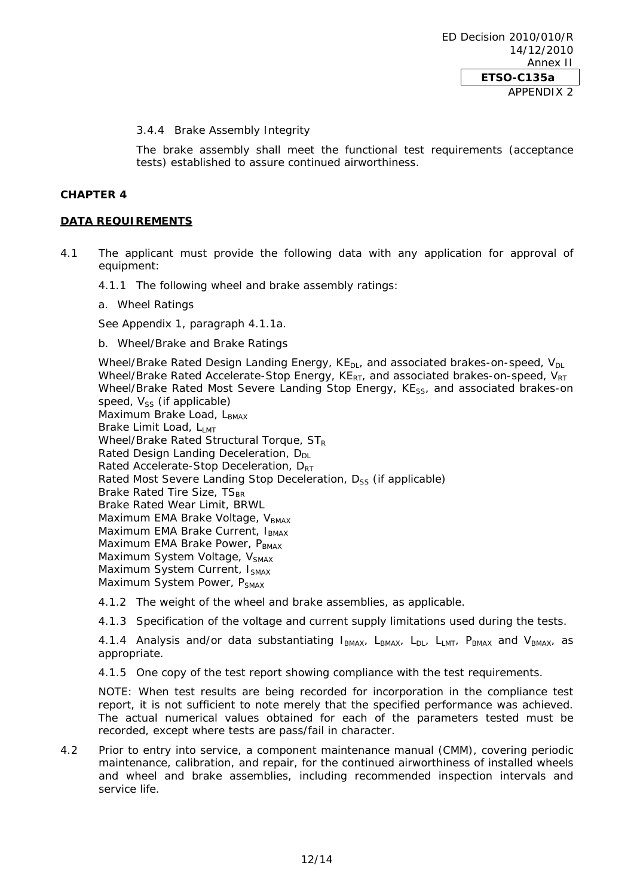3.4.4 Brake Assembly Integrity

The brake assembly shall meet the functional test requirements (acceptance tests) established to assure continued airworthiness.

**CHAPTER 4**

**DATA REQUIREMENTS**

4.1 The applicant must provide the following data with any application for approval of equipment:

4.1.1 The following wheel and brake assembly ratings:

a. Wheel Ratings

See Appendix 1, paragraph 4.1.1a.

b. Wheel/Brake and Brake Ratings

Wheel/Brake Rated Design Landing Energy, $KE_{DL}$, and associated brakes-on-speed, $V_{DL}$
Wheel/Brake Rated Accelerate-Stop Energy, $KE_{RT}$, and associated brakes-on-speed, $V_{RT}$
Wheel/Brake Rated Most Severe Landing Stop Energy, $KE_{SS}$, and associated brakes-on speed, $V_{SS}$ (if applicable)
Maximum Brake Load, $L_{BMAX}$
Brake Limit Load, $L_{LMT}$
Wheel/Brake Rated Structural Torque, $ST_R$
Rated Design Landing Deceleration, $D_{DL}$
Rated Accelerate-Stop Deceleration, $D_{RT}$
Rated Most Severe Landing Stop Deceleration, $D_{SS}$ (if applicable)
Brake Rated Tire Size, $TS_{BR}$
Brake Rated Wear Limit, BRWL
Maximum EMA Brake Voltage, $V_{BMAX}$
Maximum EMA Brake Current, $I_{BMAX}$
Maximum EMA Brake Power, $P_{BMAX}$
Maximum System Voltage, $V_{SMAX}$
Maximum System Current, $I_{SMAX}$
Maximum System Power, $P_{SMAX}$

4.1.2 The weight of the wheel and brake assemblies, as applicable.

4.1.3 Specification of the voltage and current supply limitations used during the tests.

4.1.4 Analysis and/or data substantiating $I_{BMAX}$, $L_{BMAX}$, $L_{DL}$, $L_{LMT}$, $P_{BMAX}$ and $V_{BMAX}$, as appropriate.

4.1.5 One copy of the test report showing compliance with the test requirements.

NOTE: When test results are being recorded for incorporation in the compliance test report, it is not sufficient to note merely that the specified performance was achieved. The actual numerical values obtained for each of the parameters tested must be recorded, except where tests are pass/fail in character.

4.2 Prior to entry into service, a component maintenance manual (CMM), covering periodic maintenance, calibration, and repair, for the continued airworthiness of installed wheels and wheel and brake assemblies, including recommended inspection intervals and service life.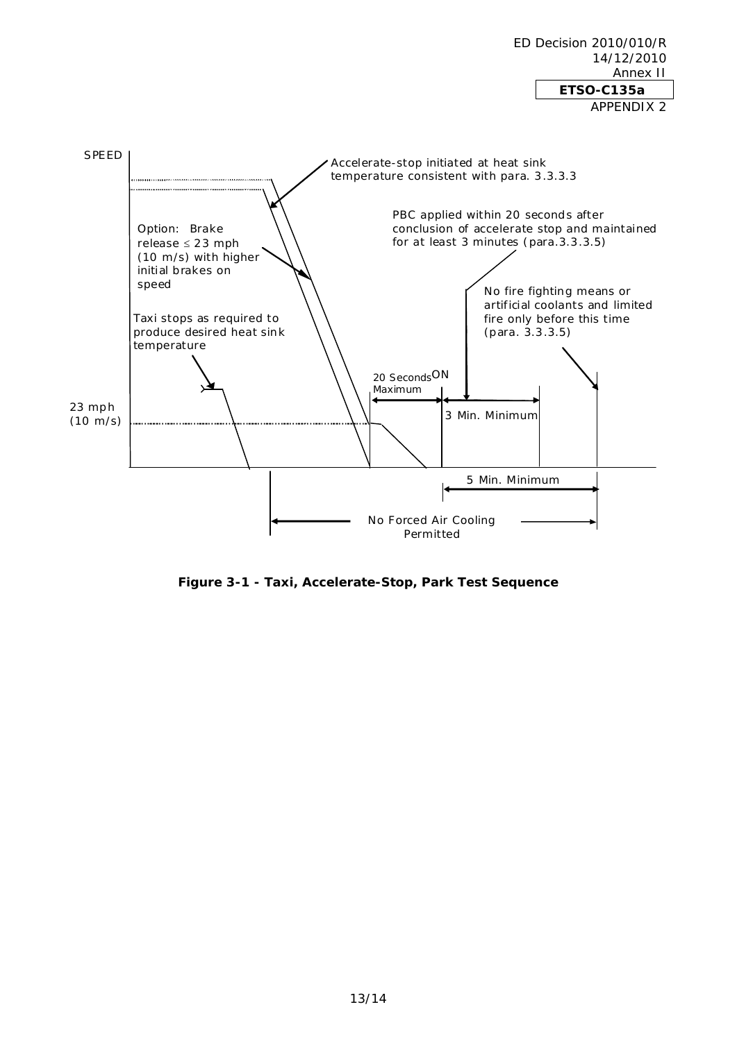SPEED

Accelerate-stop initiated at heat sink temperature consistent with para. 3.3.3.3

Option: Brake release ≤ 23 mph (10 m/s) with higher initial brakes on speed

PBC applied within 20 seconds after conclusion of accelerate stop and maintained for at least 3 minutes (para.3.3.3.5)

No fire fighting means or artificial coolants and limited fire only before this time (para. 3.3.3.5)

Taxi stops as required to produce desired heat sink temperature

23 mph (10 m/s)

20 Seconds Maximum

ON

3 Min. Minimum

5 Min. Minimum

No Forced Air Cooling Permitted

**Figure 3-1 - Taxi, Accelerate-Stop, Park Test Sequence**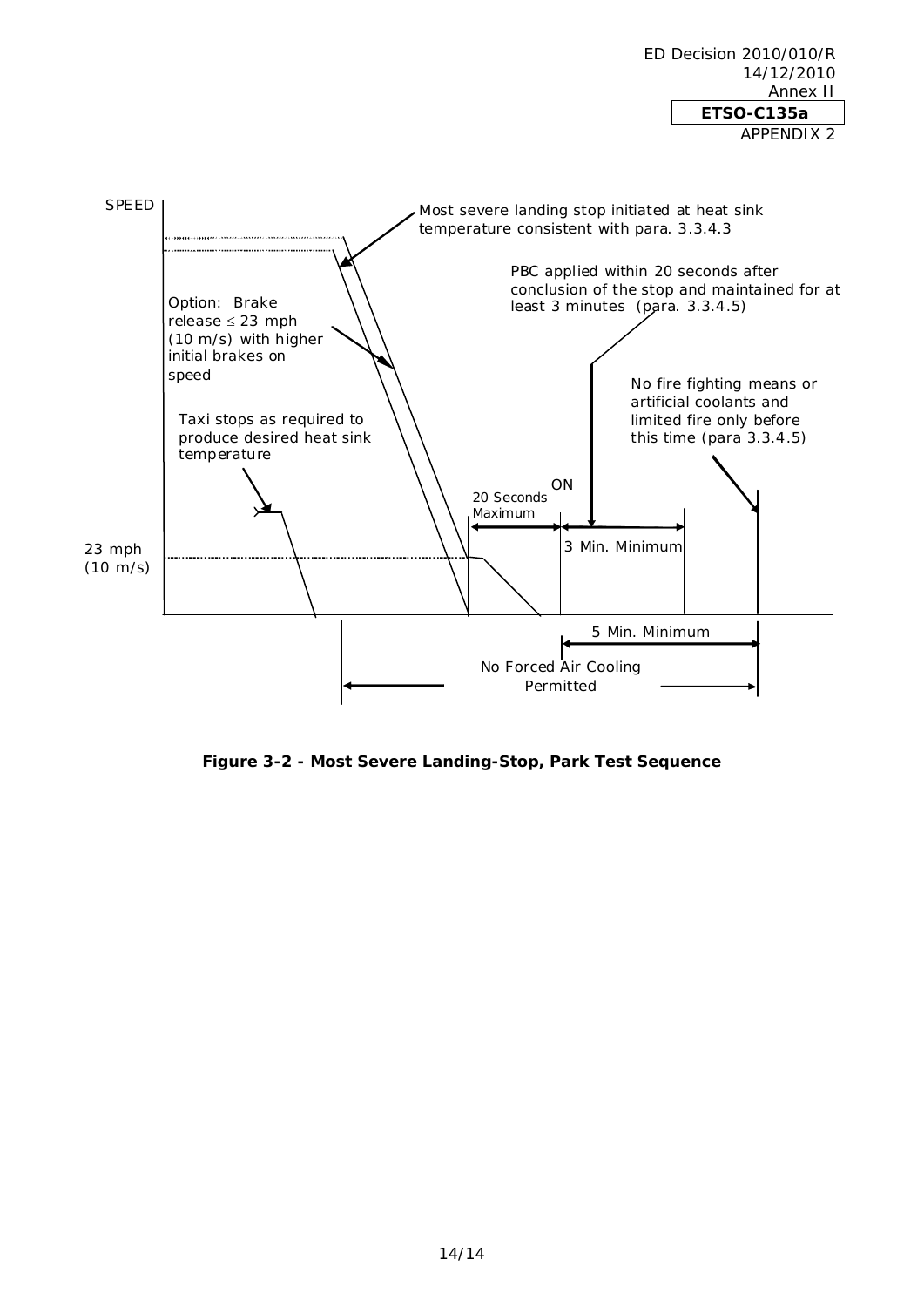SPEED

Most severe landing stop initiated at heat sink temperature consistent with para. 3.3.4.3

PBC applied within 20 seconds after conclusion of the stop and maintained for at least 3 minutes (para. 3.3.4.5)

Option: Brake release ≤ 23 mph (10 m/s) with higher initial brakes on speed

No fire fighting means or artificial coolants and limited fire only before this time (para 3.3.4.5)

Taxi stops as required to produce desired heat sink temperature

ON

20 Seconds Maximum

3 Min. Minimum

23 mph (10 m/s)

5 Min. Minimum

No Forced Air Cooling Permitted

**Figure 3-2 - Most Severe Landing-Stop, Park Test Sequence**